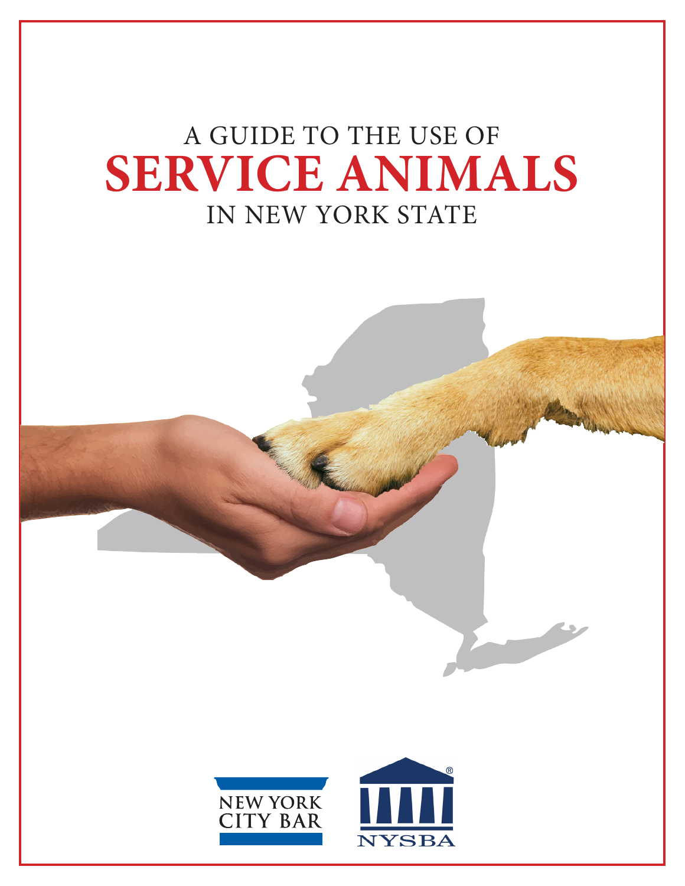# A GUIDE TO THE USE OF SERVICE ANIMALS IN NEW YORK STATE

NEW YORK CITY BAR

NYSBA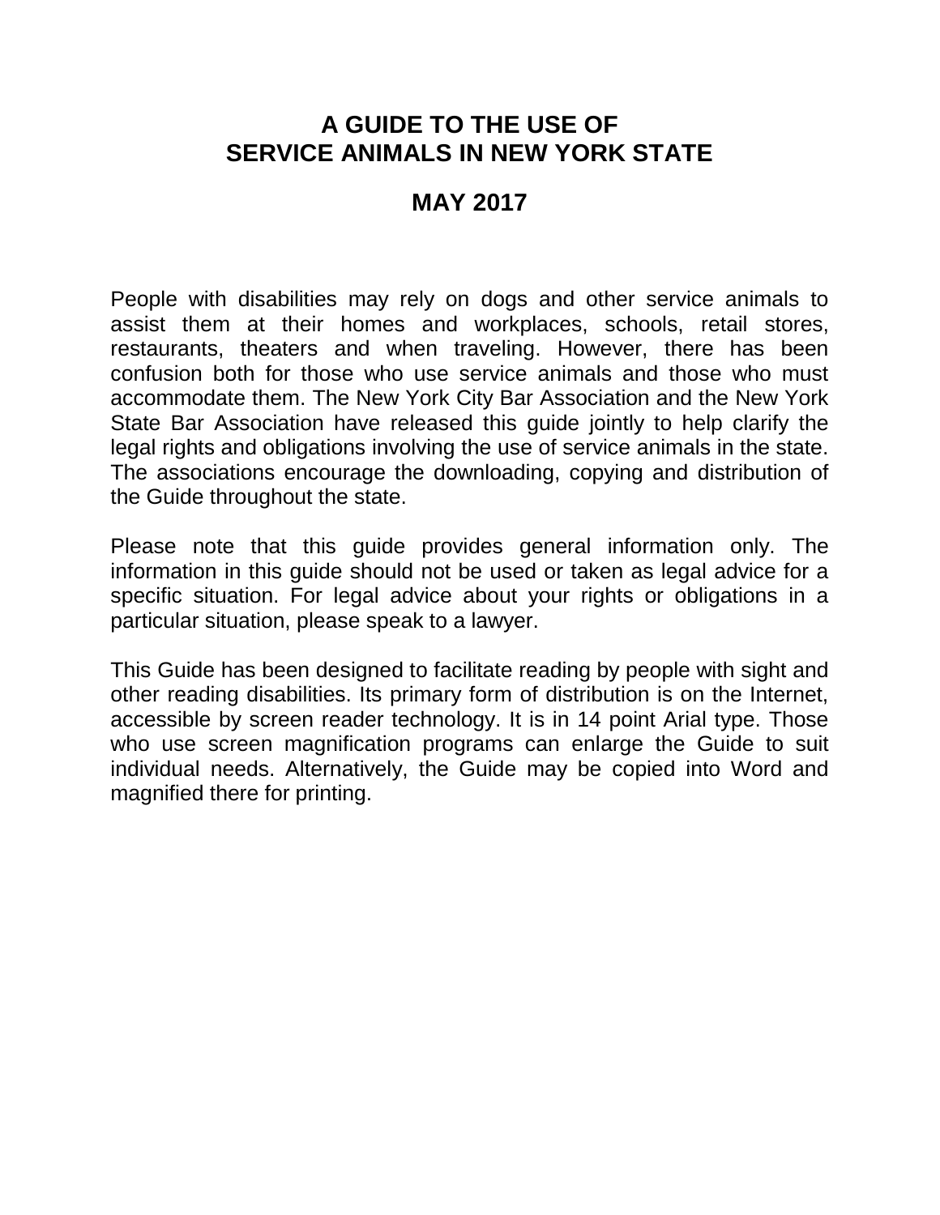# A GUIDE TO THE USE OF SERVICE ANIMALS IN NEW YORK STATE

## MAY 2017

People with disabilities may rely on dogs and other service animals to assist them at their homes and workplaces, schools, retail stores, restaurants, theaters and when traveling. However, there has been confusion both for those who use service animals and those who must accommodate them. The New York City Bar Association and the New York State Bar Association have released this guide jointly to help clarify the legal rights and obligations involving the use of service animals in the state. The associations encourage the downloading, copying and distribution of the Guide throughout the state.

Please note that this guide provides general information only. The information in this guide should not be used or taken as legal advice for a specific situation. For legal advice about your rights or obligations in a particular situation, please speak to a lawyer.

This Guide has been designed to facilitate reading by people with sight and other reading disabilities. Its primary form of distribution is on the Internet, accessible by screen reader technology. It is in 14 point Arial type. Those who use screen magnification programs can enlarge the Guide to suit individual needs. Alternatively, the Guide may be copied into Word and magnified there for printing.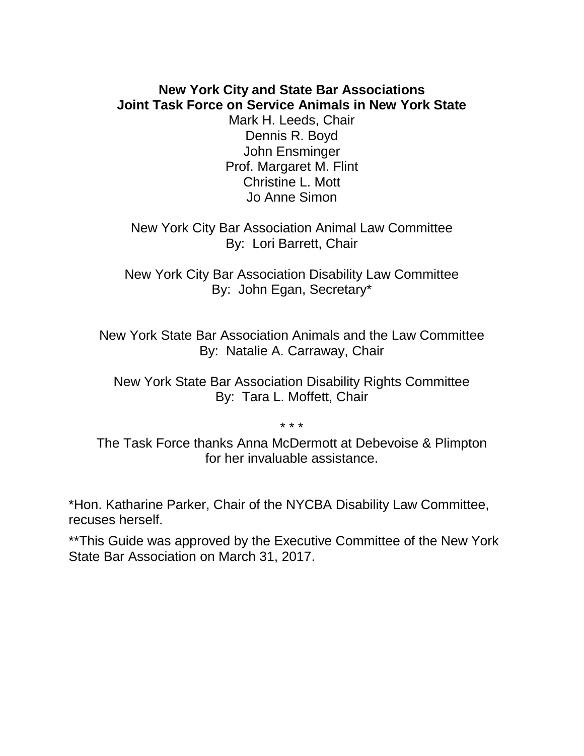**New York City and State Bar Associations**
**Joint Task Force on Service Animals in New York State**

Mark H. Leeds, Chair
Dennis R. Boyd
John Ensminger
Prof. Margaret M. Flint
Christine L. Mott
Jo Anne Simon

New York City Bar Association Animal Law Committee
By: Lori Barrett, Chair

New York City Bar Association Disability Law Committee
By: John Egan, Secretary*

New York State Bar Association Animals and the Law Committee
By: Natalie A. Carraway, Chair

New York State Bar Association Disability Rights Committee
By: Tara L. Moffett, Chair

\* \* \*

The Task Force thanks Anna McDermott at Debevoise & Plimpton for her invaluable assistance.

*Hon. Katharine Parker, Chair of the NYCBA Disability Law Committee, recuses herself.

**This Guide was approved by the Executive Committee of the New York State Bar Association on March 31, 2017.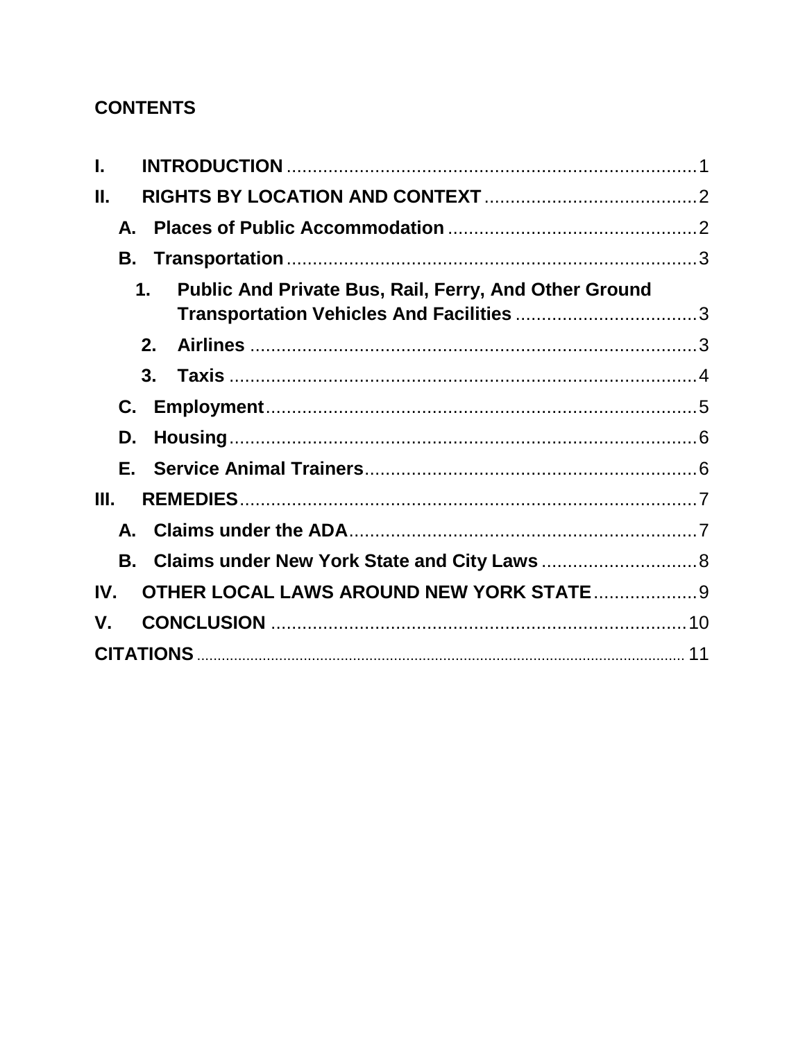## CONTENTS

- **I. INTRODUCTION** ..... 1
- **II. RIGHTS BY LOCATION AND CONTEXT** ..... 2
  - **A. Places of Public Accommodation** ..... 2
  - **B. Transportation** ..... 3
    - **1. Public And Private Bus, Rail, Ferry, And Other Ground Transportation Vehicles And Facilities** ..... 3
    - **2. Airlines** ..... 3
    - **3. Taxis** ..... 4
  - **C. Employment** ..... 5
  - **D. Housing** ..... 6
  - **E. Service Animal Trainers** ..... 6
- **III. REMEDIES** ..... 7
  - **A. Claims under the ADA** ..... 7
  - **B. Claims under New York State and City Laws** ..... 8
- **IV. OTHER LOCAL LAWS AROUND NEW YORK STATE** ..... 9
- **V. CONCLUSION** ..... 10
- **CITATIONS** ..... 11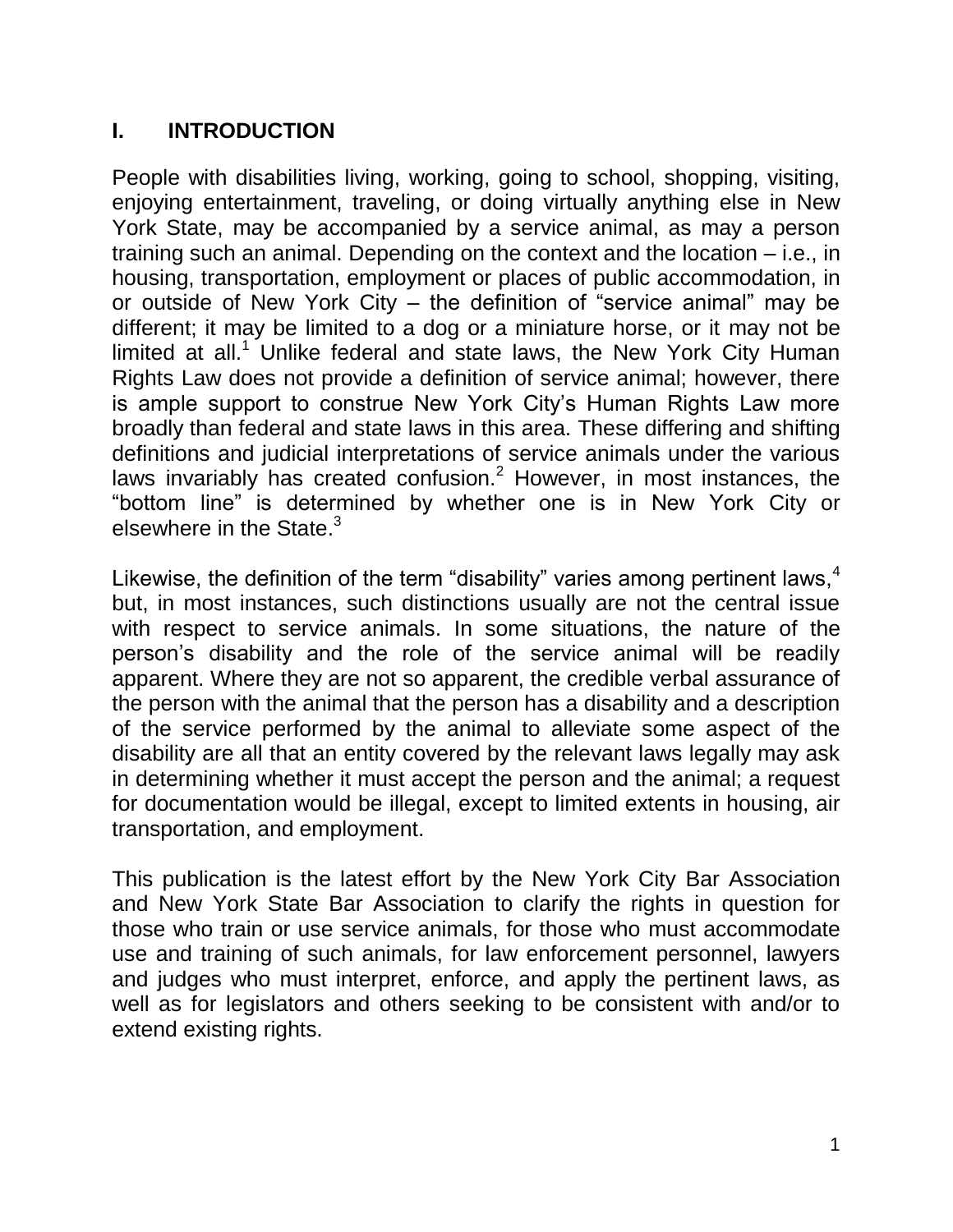## I. INTRODUCTION

People with disabilities living, working, going to school, shopping, visiting, enjoying entertainment, traveling, or doing virtually anything else in New York State, may be accompanied by a service animal, as may a person training such an animal. Depending on the context and the location – i.e., in housing, transportation, employment or places of public accommodation, in or outside of New York City – the definition of "service animal" may be different; it may be limited to a dog or a miniature horse, or it may not be limited at all.[1] Unlike federal and state laws, the New York City Human Rights Law does not provide a definition of service animal; however, there is ample support to construe New York City's Human Rights Law more broadly than federal and state laws in this area. These differing and shifting definitions and judicial interpretations of service animals under the various laws invariably has created confusion.[2] However, in most instances, the "bottom line" is determined by whether one is in New York City or elsewhere in the State.[3]

Likewise, the definition of the term "disability" varies among pertinent laws,[4] but, in most instances, such distinctions usually are not the central issue with respect to service animals. In some situations, the nature of the person's disability and the role of the service animal will be readily apparent. Where they are not so apparent, the credible verbal assurance of the person with the animal that the person has a disability and a description of the service performed by the animal to alleviate some aspect of the disability are all that an entity covered by the relevant laws legally may ask in determining whether it must accept the person and the animal; a request for documentation would be illegal, except to limited extents in housing, air transportation, and employment.

This publication is the latest effort by the New York City Bar Association and New York State Bar Association to clarify the rights in question for those who train or use service animals, for those who must accommodate use and training of such animals, for law enforcement personnel, lawyers and judges who must interpret, enforce, and apply the pertinent laws, as well as for legislators and others seeking to be consistent with and/or to extend existing rights.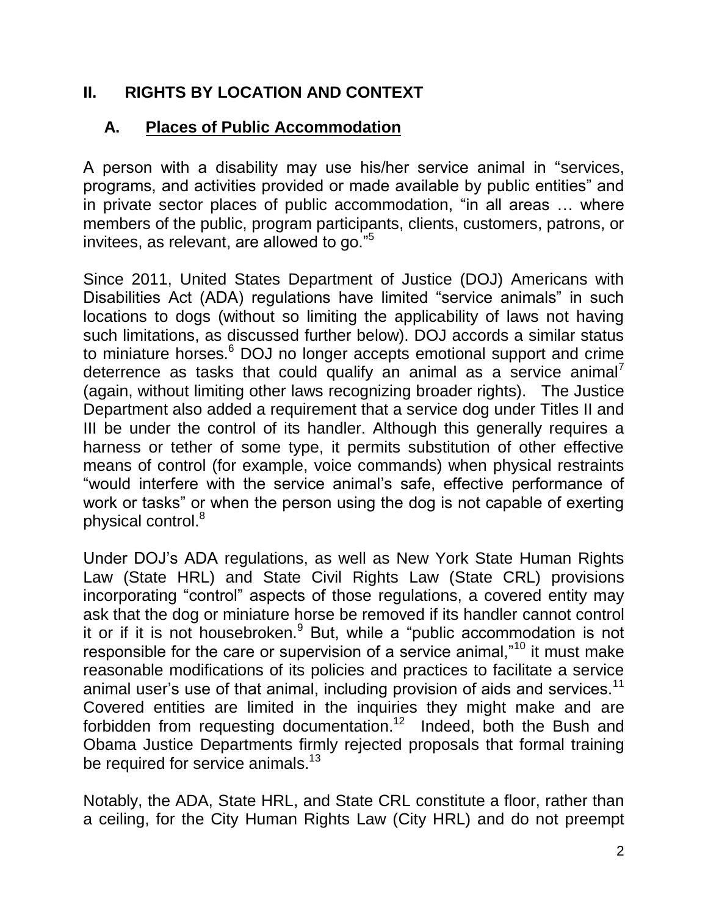## II. RIGHTS BY LOCATION AND CONTEXT

### A. Places of Public Accommodation

A person with a disability may use his/her service animal in "services, programs, and activities provided or made available by public entities" and in private sector places of public accommodation, "in all areas … where members of the public, program participants, clients, customers, patrons, or invitees, as relevant, are allowed to go."[5]

Since 2011, United States Department of Justice (DOJ) Americans with Disabilities Act (ADA) regulations have limited "service animals" in such locations to dogs (without so limiting the applicability of laws not having such limitations, as discussed further below). DOJ accords a similar status to miniature horses.[6] DOJ no longer accepts emotional support and crime deterrence as tasks that could qualify an animal as a service animal[7] (again, without limiting other laws recognizing broader rights). The Justice Department also added a requirement that a service dog under Titles II and III be under the control of its handler. Although this generally requires a harness or tether of some type, it permits substitution of other effective means of control (for example, voice commands) when physical restraints "would interfere with the service animal's safe, effective performance of work or tasks" or when the person using the dog is not capable of exerting physical control.[8]

Under DOJ's ADA regulations, as well as New York State Human Rights Law (State HRL) and State Civil Rights Law (State CRL) provisions incorporating "control" aspects of those regulations, a covered entity may ask that the dog or miniature horse be removed if its handler cannot control it or if it is not housebroken.[9] But, while a "public accommodation is not responsible for the care or supervision of a service animal,"[10] it must make reasonable modifications of its policies and practices to facilitate a service animal user's use of that animal, including provision of aids and services.[11] Covered entities are limited in the inquiries they might make and are forbidden from requesting documentation.[12] Indeed, both the Bush and Obama Justice Departments firmly rejected proposals that formal training be required for service animals.[13]

Notably, the ADA, State HRL, and State CRL constitute a floor, rather than a ceiling, for the City Human Rights Law (City HRL) and do not preempt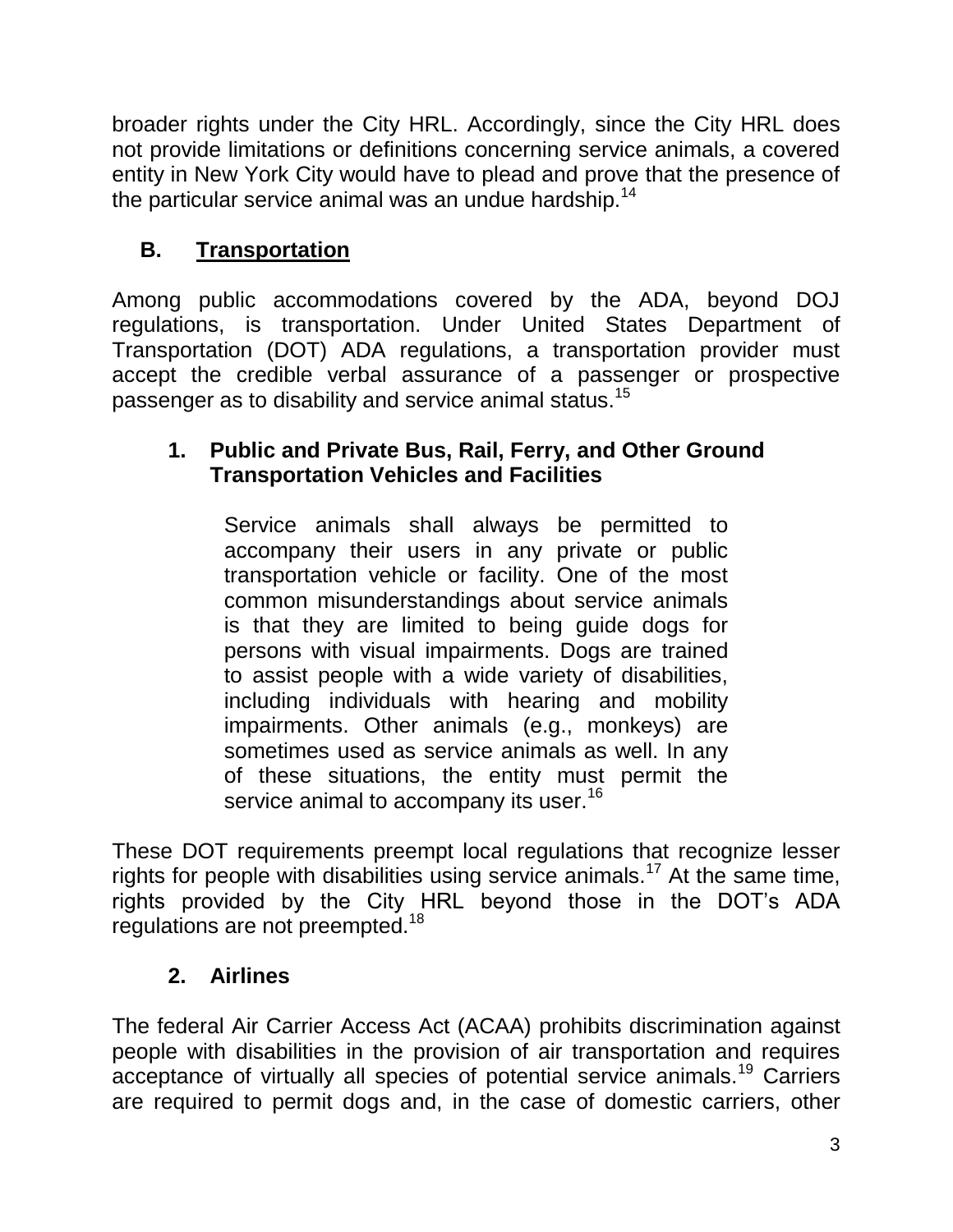broader rights under the City HRL. Accordingly, since the City HRL does not provide limitations or definitions concerning service animals, a covered entity in New York City would have to plead and prove that the presence of the particular service animal was an undue hardship.[14]

## B. Transportation

Among public accommodations covered by the ADA, beyond DOJ regulations, is transportation. Under United States Department of Transportation (DOT) ADA regulations, a transportation provider must accept the credible verbal assurance of a passenger or prospective passenger as to disability and service animal status.[15]

### 1. Public and Private Bus, Rail, Ferry, and Other Ground Transportation Vehicles and Facilities

> Service animals shall always be permitted to accompany their users in any private or public transportation vehicle or facility. One of the most common misunderstandings about service animals is that they are limited to being guide dogs for persons with visual impairments. Dogs are trained to assist people with a wide variety of disabilities, including individuals with hearing and mobility impairments. Other animals (e.g., monkeys) are sometimes used as service animals as well. In any of these situations, the entity must permit the service animal to accompany its user.[16]

These DOT requirements preempt local regulations that recognize lesser rights for people with disabilities using service animals.[17] At the same time, rights provided by the City HRL beyond those in the DOT's ADA regulations are not preempted.[18]

### 2. Airlines

The federal Air Carrier Access Act (ACAA) prohibits discrimination against people with disabilities in the provision of air transportation and requires acceptance of virtually all species of potential service animals.[19] Carriers are required to permit dogs and, in the case of domestic carriers, other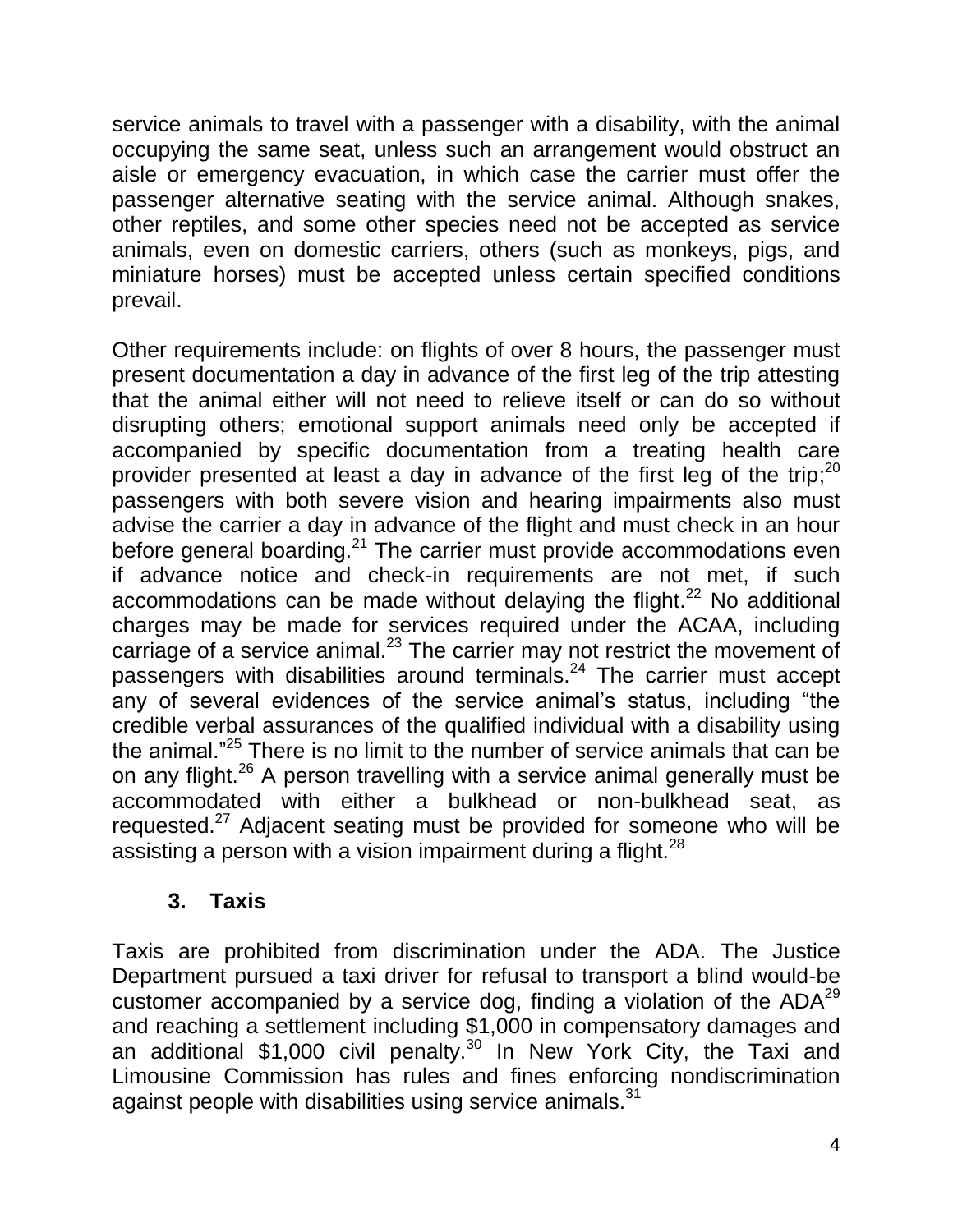service animals to travel with a passenger with a disability, with the animal occupying the same seat, unless such an arrangement would obstruct an aisle or emergency evacuation, in which case the carrier must offer the passenger alternative seating with the service animal. Although snakes, other reptiles, and some other species need not be accepted as service animals, even on domestic carriers, others (such as monkeys, pigs, and miniature horses) must be accepted unless certain specified conditions prevail.

Other requirements include: on flights of over 8 hours, the passenger must present documentation a day in advance of the first leg of the trip attesting that the animal either will not need to relieve itself or can do so without disrupting others; emotional support animals need only be accepted if accompanied by specific documentation from a treating health care provider presented at least a day in advance of the first leg of the trip;[20] passengers with both severe vision and hearing impairments also must advise the carrier a day in advance of the flight and must check in an hour before general boarding.[21] The carrier must provide accommodations even if advance notice and check-in requirements are not met, if such accommodations can be made without delaying the flight.[22] No additional charges may be made for services required under the ACAA, including carriage of a service animal.[23] The carrier may not restrict the movement of passengers with disabilities around terminals.[24] The carrier must accept any of several evidences of the service animal's status, including "the credible verbal assurances of the qualified individual with a disability using the animal."[25] There is no limit to the number of service animals that can be on any flight.[26] A person travelling with a service animal generally must be accommodated with either a bulkhead or non-bulkhead seat, as requested.[27] Adjacent seating must be provided for someone who will be assisting a person with a vision impairment during a flight.[28]

### 3. Taxis

Taxis are prohibited from discrimination under the ADA. The Justice Department pursued a taxi driver for refusal to transport a blind would-be customer accompanied by a service dog, finding a violation of the ADA[29] and reaching a settlement including $1,000 in compensatory damages and an additional $1,000 civil penalty.[30] In New York City, the Taxi and Limousine Commission has rules and fines enforcing nondiscrimination against people with disabilities using service animals.[31]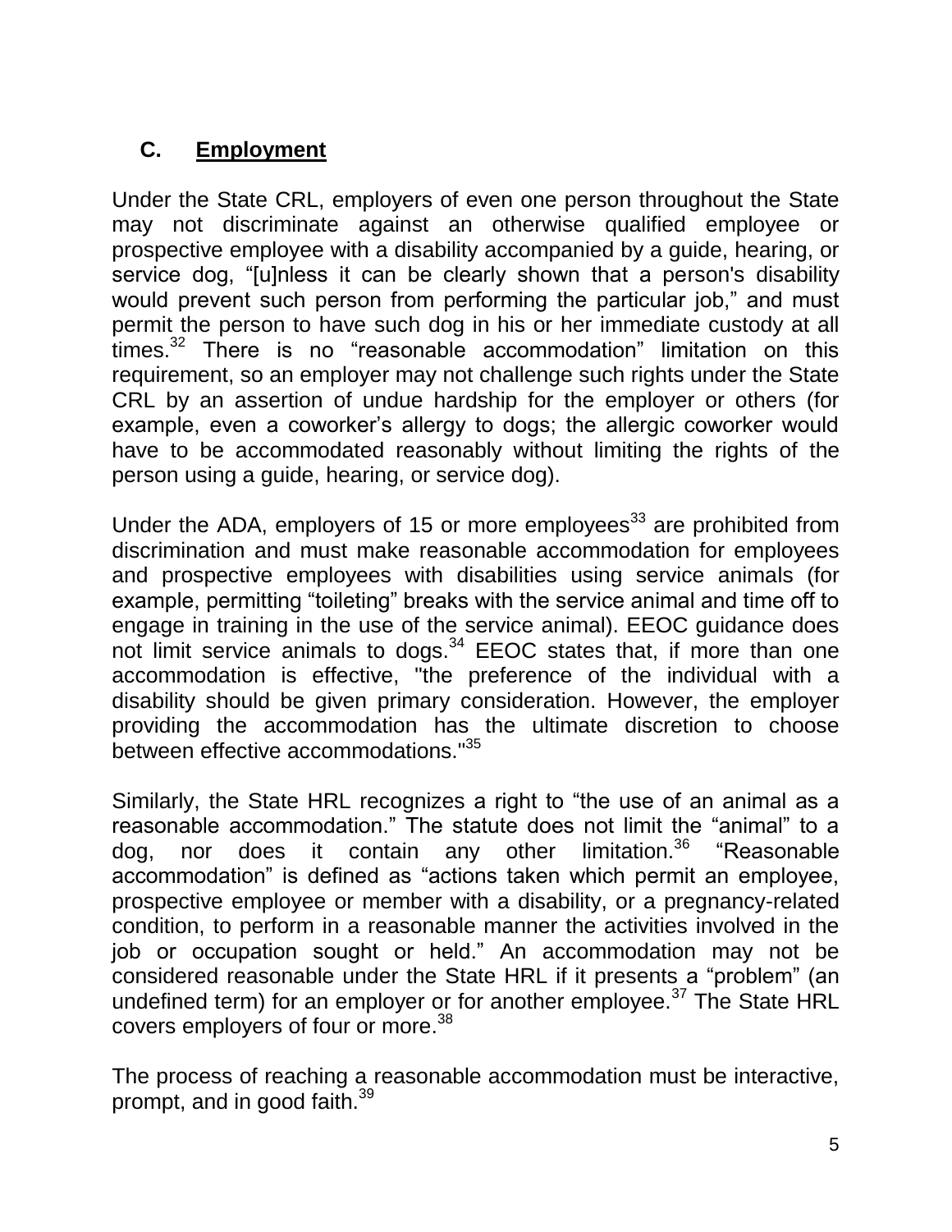## C. Employment

Under the State CRL, employers of even one person throughout the State may not discriminate against an otherwise qualified employee or prospective employee with a disability accompanied by a guide, hearing, or service dog, "[u]nless it can be clearly shown that a person's disability would prevent such person from performing the particular job," and must permit the person to have such dog in his or her immediate custody at all times.[32] There is no "reasonable accommodation" limitation on this requirement, so an employer may not challenge such rights under the State CRL by an assertion of undue hardship for the employer or others (for example, even a coworker's allergy to dogs; the allergic coworker would have to be accommodated reasonably without limiting the rights of the person using a guide, hearing, or service dog).

Under the ADA, employers of 15 or more employees[33] are prohibited from discrimination and must make reasonable accommodation for employees and prospective employees with disabilities using service animals (for example, permitting "toileting" breaks with the service animal and time off to engage in training in the use of the service animal). EEOC guidance does not limit service animals to dogs.[34] EEOC states that, if more than one accommodation is effective, "the preference of the individual with a disability should be given primary consideration. However, the employer providing the accommodation has the ultimate discretion to choose between effective accommodations."[35]

Similarly, the State HRL recognizes a right to "the use of an animal as a reasonable accommodation." The statute does not limit the "animal" to a dog, nor does it contain any other limitation.[36] "Reasonable accommodation" is defined as "actions taken which permit an employee, prospective employee or member with a disability, or a pregnancy-related condition, to perform in a reasonable manner the activities involved in the job or occupation sought or held." An accommodation may not be considered reasonable under the State HRL if it presents a "problem" (an undefined term) for an employer or for another employee.[37] The State HRL covers employers of four or more.[38]

The process of reaching a reasonable accommodation must be interactive, prompt, and in good faith.[39]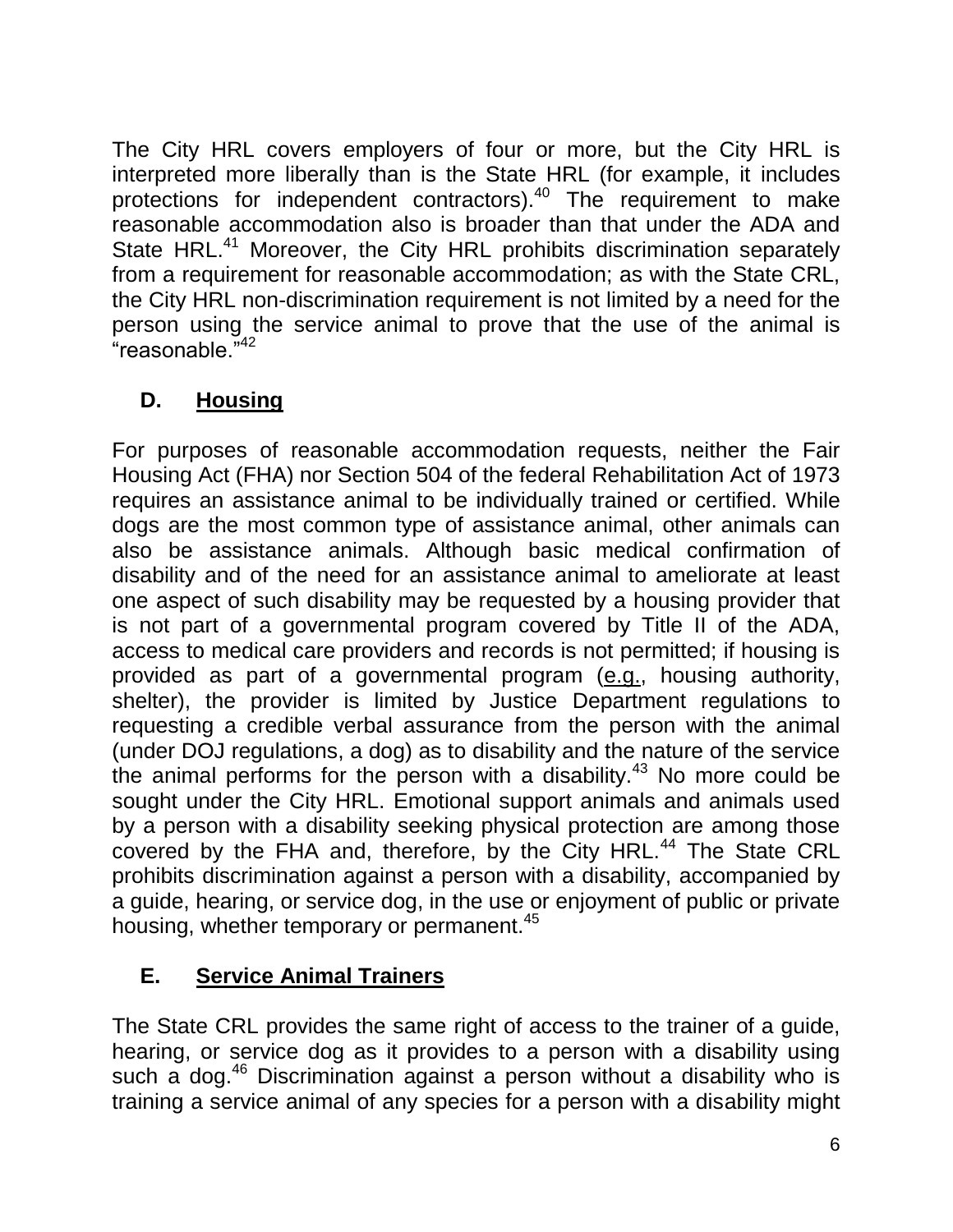The City HRL covers employers of four or more, but the City HRL is interpreted more liberally than is the State HRL (for example, it includes protections for independent contractors).[40] The requirement to make reasonable accommodation also is broader than that under the ADA and State HRL.[41] Moreover, the City HRL prohibits discrimination separately from a requirement for reasonable accommodation; as with the State CRL, the City HRL non-discrimination requirement is not limited by a need for the person using the service animal to prove that the use of the animal is "reasonable."[42]

## D. Housing

For purposes of reasonable accommodation requests, neither the Fair Housing Act (FHA) nor Section 504 of the federal Rehabilitation Act of 1973 requires an assistance animal to be individually trained or certified. While dogs are the most common type of assistance animal, other animals can also be assistance animals. Although basic medical confirmation of disability and of the need for an assistance animal to ameliorate at least one aspect of such disability may be requested by a housing provider that is not part of a governmental program covered by Title II of the ADA, access to medical care providers and records is not permitted; if housing is provided as part of a governmental program (e.g., housing authority, shelter), the provider is limited by Justice Department regulations to requesting a credible verbal assurance from the person with the animal (under DOJ regulations, a dog) as to disability and the nature of the service the animal performs for the person with a disability.[43] No more could be sought under the City HRL. Emotional support animals and animals used by a person with a disability seeking physical protection are among those covered by the FHA and, therefore, by the City HRL.[44] The State CRL prohibits discrimination against a person with a disability, accompanied by a guide, hearing, or service dog, in the use or enjoyment of public or private housing, whether temporary or permanent.[45]

## E. Service Animal Trainers

The State CRL provides the same right of access to the trainer of a guide, hearing, or service dog as it provides to a person with a disability using such a dog.[46] Discrimination against a person without a disability who is training a service animal of any species for a person with a disability might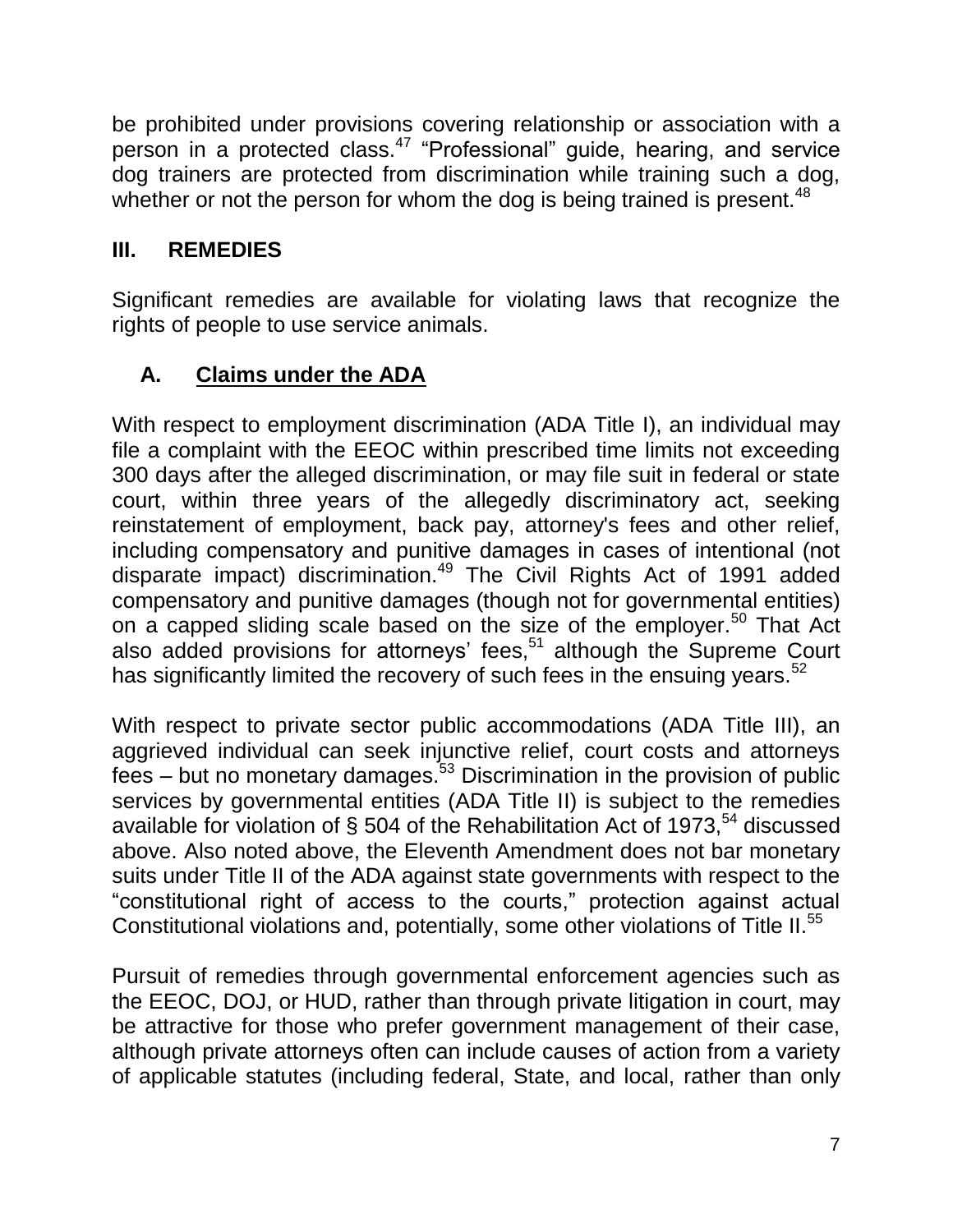be prohibited under provisions covering relationship or association with a person in a protected class.[47] "Professional" guide, hearing, and service dog trainers are protected from discrimination while training such a dog, whether or not the person for whom the dog is being trained is present.[48]

## III. REMEDIES

Significant remedies are available for violating laws that recognize the rights of people to use service animals.

### A. Claims under the ADA

With respect to employment discrimination (ADA Title I), an individual may file a complaint with the EEOC within prescribed time limits not exceeding 300 days after the alleged discrimination, or may file suit in federal or state court, within three years of the allegedly discriminatory act, seeking reinstatement of employment, back pay, attorney's fees and other relief, including compensatory and punitive damages in cases of intentional (not disparate impact) discrimination.[49] The Civil Rights Act of 1991 added compensatory and punitive damages (though not for governmental entities) on a capped sliding scale based on the size of the employer.[50] That Act also added provisions for attorneys' fees,[51] although the Supreme Court has significantly limited the recovery of such fees in the ensuing years.[52]

With respect to private sector public accommodations (ADA Title III), an aggrieved individual can seek injunctive relief, court costs and attorneys fees – but no monetary damages.[53] Discrimination in the provision of public services by governmental entities (ADA Title II) is subject to the remedies available for violation of § 504 of the Rehabilitation Act of 1973,[54] discussed above. Also noted above, the Eleventh Amendment does not bar monetary suits under Title II of the ADA against state governments with respect to the "constitutional right of access to the courts," protection against actual Constitutional violations and, potentially, some other violations of Title II.[55]

Pursuit of remedies through governmental enforcement agencies such as the EEOC, DOJ, or HUD, rather than through private litigation in court, may be attractive for those who prefer government management of their case, although private attorneys often can include causes of action from a variety of applicable statutes (including federal, State, and local, rather than only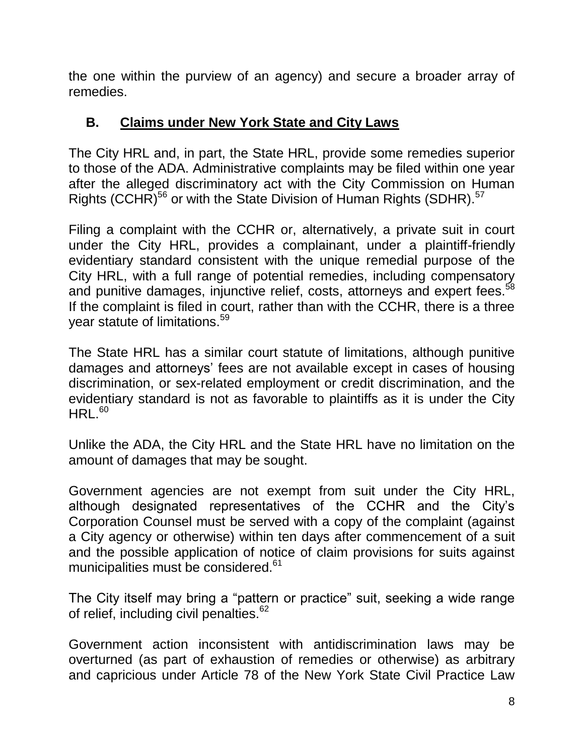the one within the purview of an agency) and secure a broader array of remedies.

## B. Claims under New York State and City Laws

The City HRL and, in part, the State HRL, provide some remedies superior to those of the ADA. Administrative complaints may be filed within one year after the alleged discriminatory act with the City Commission on Human Rights (CCHR)[56] or with the State Division of Human Rights (SDHR).[57]

Filing a complaint with the CCHR or, alternatively, a private suit in court under the City HRL, provides a complainant, under a plaintiff-friendly evidentiary standard consistent with the unique remedial purpose of the City HRL, with a full range of potential remedies, including compensatory and punitive damages, injunctive relief, costs, attorneys and expert fees.[58] If the complaint is filed in court, rather than with the CCHR, there is a three year statute of limitations.[59]

The State HRL has a similar court statute of limitations, although punitive damages and attorneys' fees are not available except in cases of housing discrimination, or sex-related employment or credit discrimination, and the evidentiary standard is not as favorable to plaintiffs as it is under the City HRL.[60]

Unlike the ADA, the City HRL and the State HRL have no limitation on the amount of damages that may be sought.

Government agencies are not exempt from suit under the City HRL, although designated representatives of the CCHR and the City's Corporation Counsel must be served with a copy of the complaint (against a City agency or otherwise) within ten days after commencement of a suit and the possible application of notice of claim provisions for suits against municipalities must be considered.[61]

The City itself may bring a "pattern or practice" suit, seeking a wide range of relief, including civil penalties.[62]

Government action inconsistent with antidiscrimination laws may be overturned (as part of exhaustion of remedies or otherwise) as arbitrary and capricious under Article 78 of the New York State Civil Practice Law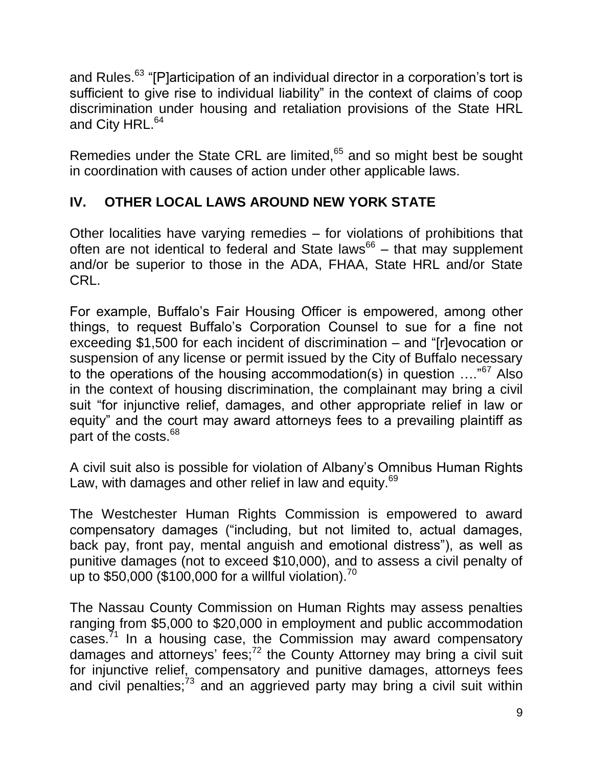and Rules.[63] "[P]articipation of an individual director in a corporation's tort is sufficient to give rise to individual liability" in the context of claims of coop discrimination under housing and retaliation provisions of the State HRL and City HRL.[64]

Remedies under the State CRL are limited,[65] and so might best be sought in coordination with causes of action under other applicable laws.

## IV. OTHER LOCAL LAWS AROUND NEW YORK STATE

Other localities have varying remedies – for violations of prohibitions that often are not identical to federal and State laws[66] – that may supplement and/or be superior to those in the ADA, FHAA, State HRL and/or State CRL.

For example, Buffalo's Fair Housing Officer is empowered, among other things, to request Buffalo's Corporation Counsel to sue for a fine not exceeding $1,500 for each incident of discrimination – and "[r]evocation or suspension of any license or permit issued by the City of Buffalo necessary to the operations of the housing accommodation(s) in question …."[67] Also in the context of housing discrimination, the complainant may bring a civil suit "for injunctive relief, damages, and other appropriate relief in law or equity" and the court may award attorneys fees to a prevailing plaintiff as part of the costs.[68]

A civil suit also is possible for violation of Albany's Omnibus Human Rights Law, with damages and other relief in law and equity.[69]

The Westchester Human Rights Commission is empowered to award compensatory damages ("including, but not limited to, actual damages, back pay, front pay, mental anguish and emotional distress"), as well as punitive damages (not to exceed $10,000), and to assess a civil penalty of up to $50,000 ($100,000 for a willful violation).[70]

The Nassau County Commission on Human Rights may assess penalties ranging from $5,000 to $20,000 in employment and public accommodation cases.[71] In a housing case, the Commission may award compensatory damages and attorneys' fees;[72] the County Attorney may bring a civil suit for injunctive relief, compensatory and punitive damages, attorneys fees and civil penalties;[73] and an aggrieved party may bring a civil suit within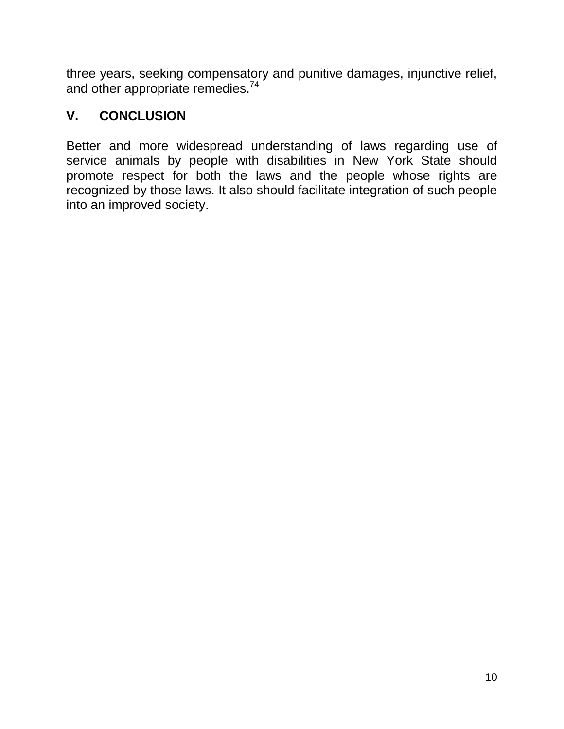three years, seeking compensatory and punitive damages, injunctive relief, and other appropriate remedies.[74]

## V. CONCLUSION

Better and more widespread understanding of laws regarding use of service animals by people with disabilities in New York State should promote respect for both the laws and the people whose rights are recognized by those laws. It also should facilitate integration of such people into an improved society.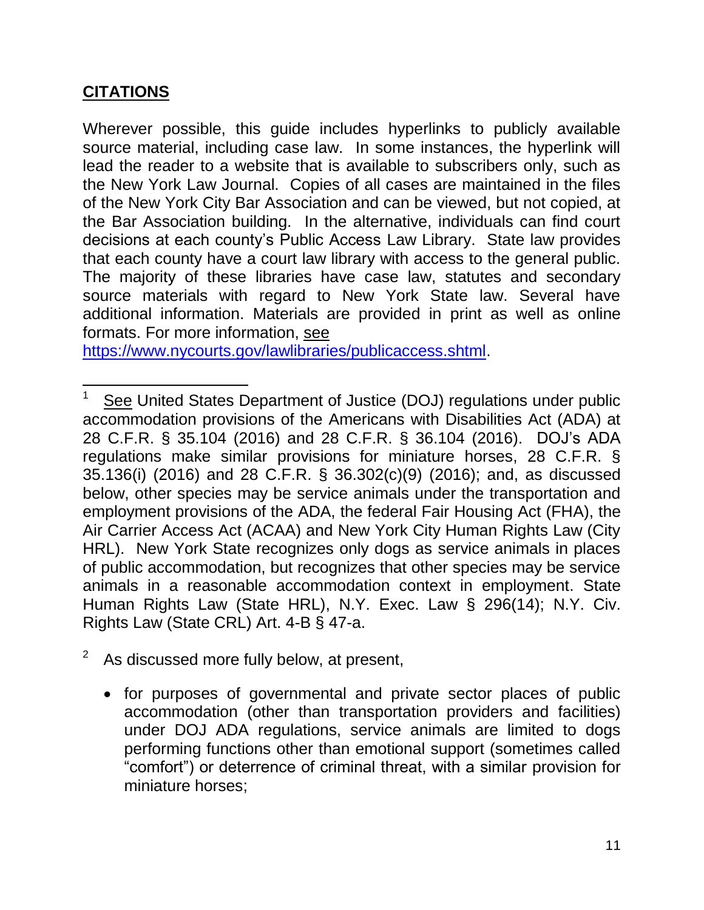## **CITATIONS**

Wherever possible, this guide includes hyperlinks to publicly available source material, including case law. In some instances, the hyperlink will lead the reader to a website that is available to subscribers only, such as the New York Law Journal. Copies of all cases are maintained in the files of the New York City Bar Association and can be viewed, but not copied, at the Bar Association building. In the alternative, individuals can find court decisions at each county's Public Access Law Library. State law provides that each county have a court law library with access to the general public. The majority of these libraries have case law, statutes and secondary source materials with regard to New York State law. Several have additional information. Materials are provided in print as well as online formats. For more information, see https://www.nycourts.gov/lawlibraries/publicaccess.shtml.

---

[1] See United States Department of Justice (DOJ) regulations under public accommodation provisions of the Americans with Disabilities Act (ADA) at 28 C.F.R. § 35.104 (2016) and 28 C.F.R. § 36.104 (2016). DOJ's ADA regulations make similar provisions for miniature horses, 28 C.F.R. § 35.136(i) (2016) and 28 C.F.R. § 36.302(c)(9) (2016); and, as discussed below, other species may be service animals under the transportation and employment provisions of the ADA, the federal Fair Housing Act (FHA), the Air Carrier Access Act (ACAA) and New York City Human Rights Law (City HRL). New York State recognizes only dogs as service animals in places of public accommodation, but recognizes that other species may be service animals in a reasonable accommodation context in employment. State Human Rights Law (State HRL), N.Y. Exec. Law § 296(14); N.Y. Civ. Rights Law (State CRL) Art. 4-B § 47-a.

[2] As discussed more fully below, at present,

- for purposes of governmental and private sector places of public accommodation (other than transportation providers and facilities) under DOJ ADA regulations, service animals are limited to dogs performing functions other than emotional support (sometimes called "comfort") or deterrence of criminal threat, with a similar provision for miniature horses;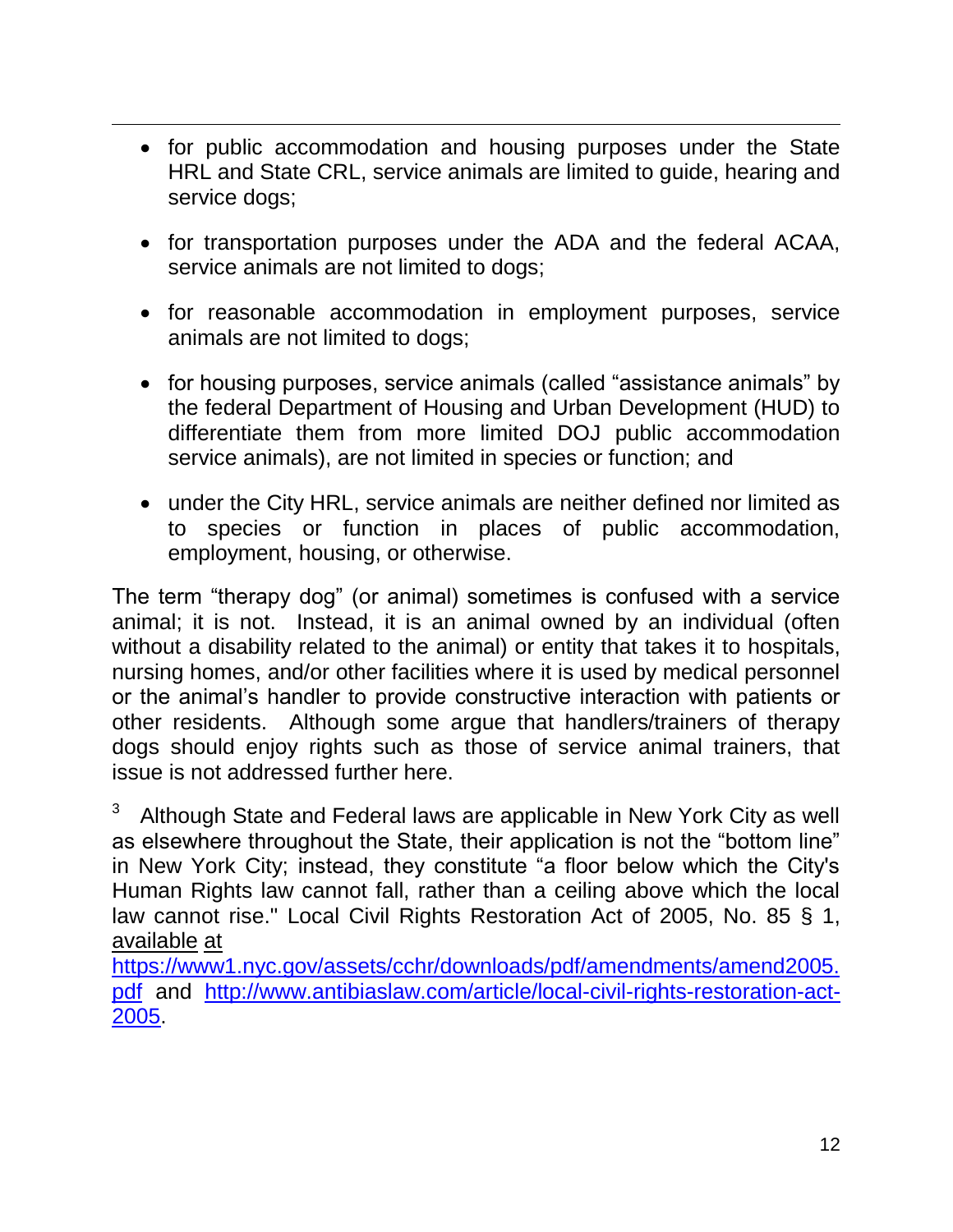- for public accommodation and housing purposes under the State HRL and State CRL, service animals are limited to guide, hearing and service dogs;

- for transportation purposes under the ADA and the federal ACAA, service animals are not limited to dogs;

- for reasonable accommodation in employment purposes, service animals are not limited to dogs;

- for housing purposes, service animals (called "assistance animals" by the federal Department of Housing and Urban Development (HUD) to differentiate them from more limited DOJ public accommodation service animals), are not limited in species or function; and

- under the City HRL, service animals are neither defined nor limited as to species or function in places of public accommodation, employment, housing, or otherwise.

The term "therapy dog" (or animal) sometimes is confused with a service animal; it is not. Instead, it is an animal owned by an individual (often without a disability related to the animal) or entity that takes it to hospitals, nursing homes, and/or other facilities where it is used by medical personnel or the animal's handler to provide constructive interaction with patients or other residents. Although some argue that handlers/trainers of therapy dogs should enjoy rights such as those of service animal trainers, that issue is not addressed further here.

[3] Although State and Federal laws are applicable in New York City as well as elsewhere throughout the State, their application is not the "bottom line" in New York City; instead, they constitute "a floor below which the City's Human Rights law cannot fall, rather than a ceiling above which the local law cannot rise." Local Civil Rights Restoration Act of 2005, No. 85 § 1, available at https://www1.nyc.gov/assets/cchr/downloads/pdf/amendments/amend2005.pdf and http://www.antibiaslaw.com/article/local-civil-rights-restoration-act-2005.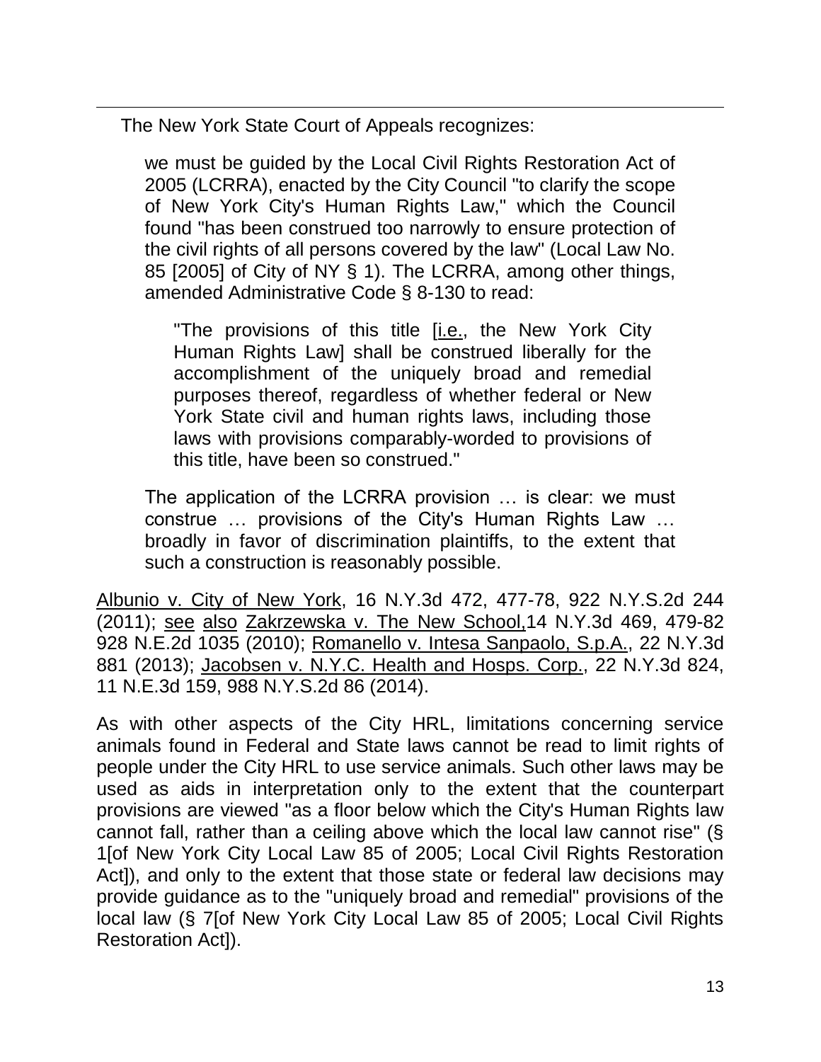The New York State Court of Appeals recognizes:

> we must be guided by the Local Civil Rights Restoration Act of 2005 (LCRRA), enacted by the City Council "to clarify the scope of New York City's Human Rights Law," which the Council found "has been construed too narrowly to ensure protection of the civil rights of all persons covered by the law" (Local Law No. 85 [2005] of City of NY § 1). The LCRRA, among other things, amended Administrative Code § 8-130 to read:
>
> > "The provisions of this title [i.e., the New York City Human Rights Law] shall be construed liberally for the accomplishment of the uniquely broad and remedial purposes thereof, regardless of whether federal or New York State civil and human rights laws, including those laws with provisions comparably-worded to provisions of this title, have been so construed."
>
> The application of the LCRRA provision … is clear: we must construe … provisions of the City's Human Rights Law … broadly in favor of discrimination plaintiffs, to the extent that such a construction is reasonably possible.

Albunio v. City of New York, 16 N.Y.3d 472, 477-78, 922 N.Y.S.2d 244 (2011); see also Zakrzewska v. The New School,14 N.Y.3d 469, 479-82 928 N.E.2d 1035 (2010); Romanello v. Intesa Sanpaolo, S.p.A., 22 N.Y.3d 881 (2013); Jacobsen v. N.Y.C. Health and Hosps. Corp., 22 N.Y.3d 824, 11 N.E.3d 159, 988 N.Y.S.2d 86 (2014).

As with other aspects of the City HRL, limitations concerning service animals found in Federal and State laws cannot be read to limit rights of people under the City HRL to use service animals. Such other laws may be used as aids in interpretation only to the extent that the counterpart provisions are viewed "as a floor below which the City's Human Rights law cannot fall, rather than a ceiling above which the local law cannot rise" (§ 1[of New York City Local Law 85 of 2005; Local Civil Rights Restoration Act]), and only to the extent that those state or federal law decisions may provide guidance as to the "uniquely broad and remedial" provisions of the local law (§ 7[of New York City Local Law 85 of 2005; Local Civil Rights Restoration Act]).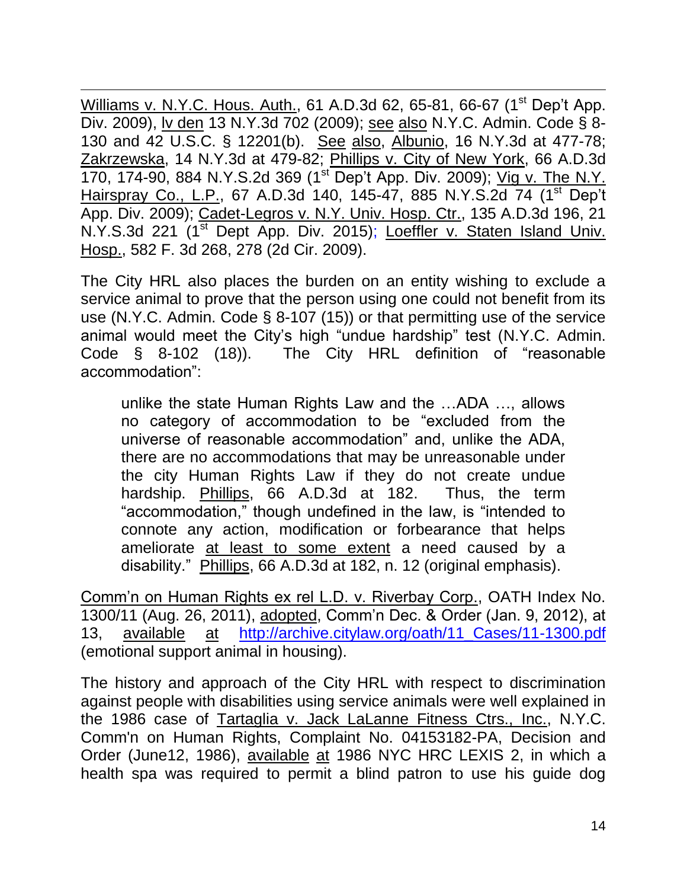Williams v. N.Y.C. Hous. Auth., 61 A.D.3d 62, 65-81, 66-67 (1st Dep't App. Div. 2009), lv den 13 N.Y.3d 702 (2009); see also N.Y.C. Admin. Code § 8-130 and 42 U.S.C. § 12201(b). See also, Albunio, 16 N.Y.3d at 477-78; Zakrzewska, 14 N.Y.3d at 479-82; Phillips v. City of New York, 66 A.D.3d 170, 174-90, 884 N.Y.S.2d 369 (1st Dep't App. Div. 2009); Vig v. The N.Y. Hairspray Co., L.P., 67 A.D.3d 140, 145-47, 885 N.Y.S.2d 74 (1st Dep't App. Div. 2009); Cadet-Legros v. N.Y. Univ. Hosp. Ctr., 135 A.D.3d 196, 21 N.Y.S.3d 221 (1st Dept App. Div. 2015); Loeffler v. Staten Island Univ. Hosp., 582 F. 3d 268, 278 (2d Cir. 2009).

The City HRL also places the burden on an entity wishing to exclude a service animal to prove that the person using one could not benefit from its use (N.Y.C. Admin. Code § 8-107 (15)) or that permitting use of the service animal would meet the City's high "undue hardship" test (N.Y.C. Admin. Code § 8-102 (18)). The City HRL definition of "reasonable accommodation":

> unlike the state Human Rights Law and the …ADA …, allows no category of accommodation to be "excluded from the universe of reasonable accommodation" and, unlike the ADA, there are no accommodations that may be unreasonable under the city Human Rights Law if they do not create undue hardship. Phillips, 66 A.D.3d at 182. Thus, the term "accommodation," though undefined in the law, is "intended to connote any action, modification or forbearance that helps ameliorate at least to some extent a need caused by a disability." Phillips, 66 A.D.3d at 182, n. 12 (original emphasis).

Comm'n on Human Rights ex rel L.D. v. Riverbay Corp., OATH Index No. 1300/11 (Aug. 26, 2011), adopted, Comm'n Dec. & Order (Jan. 9, 2012), at 13, available at http://archive.citylaw.org/oath/11_Cases/11-1300.pdf (emotional support animal in housing).

The history and approach of the City HRL with respect to discrimination against people with disabilities using service animals were well explained in the 1986 case of Tartaglia v. Jack LaLanne Fitness Ctrs., Inc., N.Y.C. Comm'n on Human Rights, Complaint No. 04153182-PA, Decision and Order (June12, 1986), available at 1986 NYC HRC LEXIS 2, in which a health spa was required to permit a blind patron to use his guide dog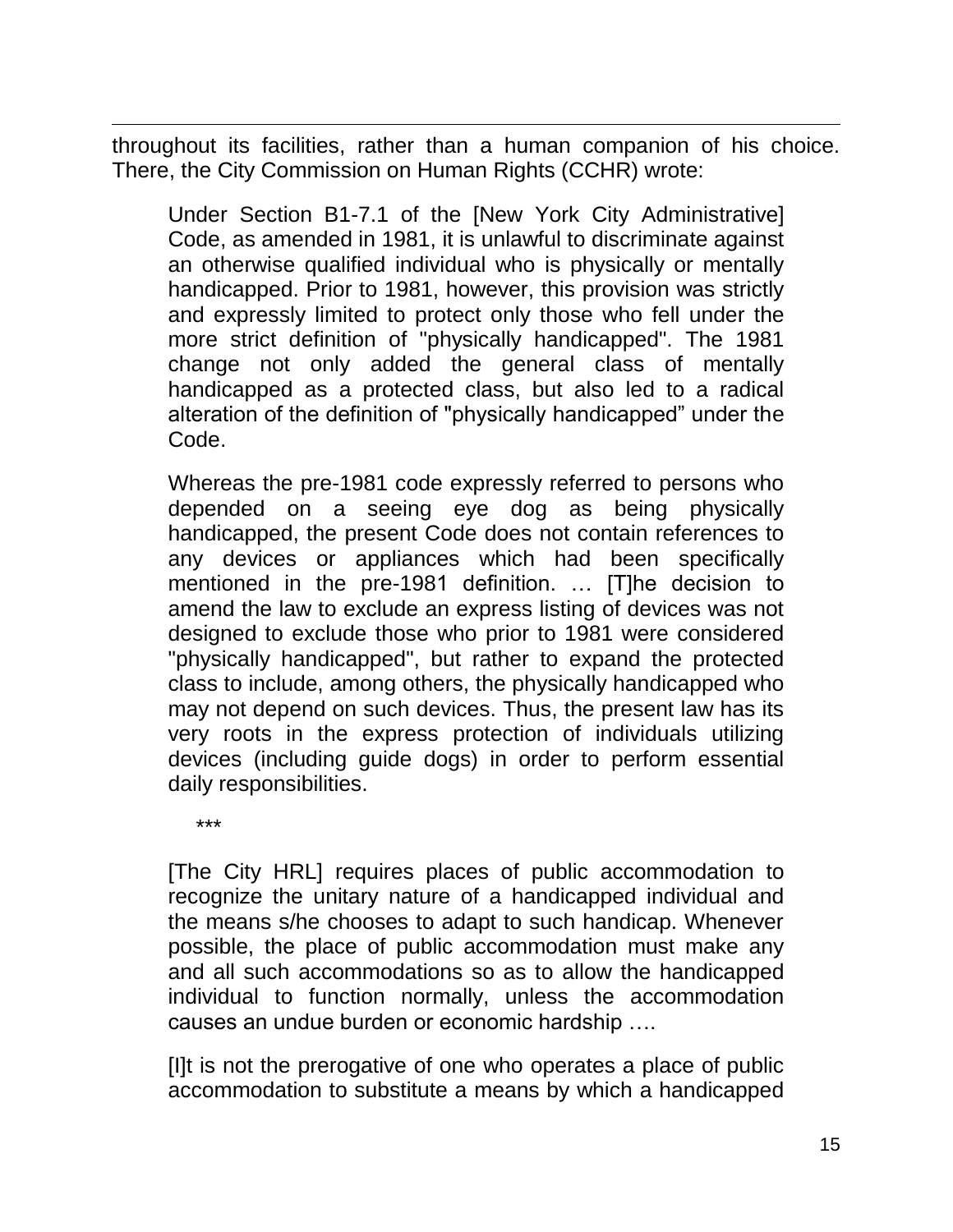throughout its facilities, rather than a human companion of his choice. There, the City Commission on Human Rights (CCHR) wrote:

> Under Section B1-7.1 of the [New York City Administrative] Code, as amended in 1981, it is unlawful to discriminate against an otherwise qualified individual who is physically or mentally handicapped. Prior to 1981, however, this provision was strictly and expressly limited to protect only those who fell under the more strict definition of "physically handicapped". The 1981 change not only added the general class of mentally handicapped as a protected class, but also led to a radical alteration of the definition of "physically handicapped" under the Code.
>
> Whereas the pre-1981 code expressly referred to persons who depended on a seeing eye dog as being physically handicapped, the present Code does not contain references to any devices or appliances which had been specifically mentioned in the pre-1981 definition. … [T]he decision to amend the law to exclude an express listing of devices was not designed to exclude those who prior to 1981 were considered "physically handicapped", but rather to expand the protected class to include, among others, the physically handicapped who may not depend on such devices. Thus, the present law has its very roots in the express protection of individuals utilizing devices (including guide dogs) in order to perform essential daily responsibilities.
>
> \*\*\*
>
> [The City HRL] requires places of public accommodation to recognize the unitary nature of a handicapped individual and the means s/he chooses to adapt to such handicap. Whenever possible, the place of public accommodation must make any and all such accommodations so as to allow the handicapped individual to function normally, unless the accommodation causes an undue burden or economic hardship ….
>
> [I]t is not the prerogative of one who operates a place of public accommodation to substitute a means by which a handicapped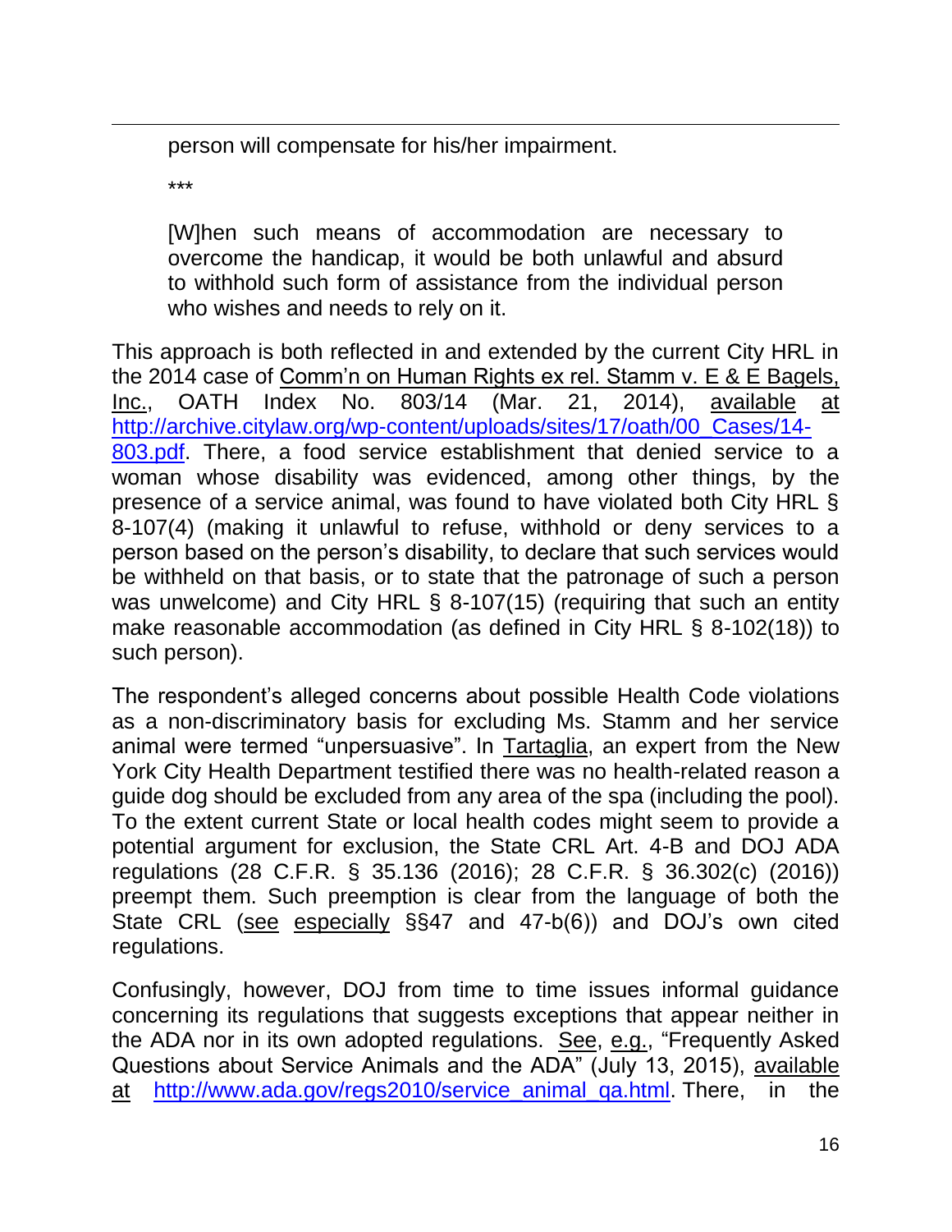> person will compensate for his/her impairment.
>
> \*\*\*
>
> [W]hen such means of accommodation are necessary to overcome the handicap, it would be both unlawful and absurd to withhold such form of assistance from the individual person who wishes and needs to rely on it.

This approach is both reflected in and extended by the current City HRL in the 2014 case of Comm'n on Human Rights ex rel. Stamm v. E & E Bagels, Inc., OATH Index No. 803/14 (Mar. 21, 2014), available at [http://archive.citylaw.org/wp-content/uploads/sites/17/oath/00_Cases/14-803.pdf](http://archive.citylaw.org/wp-content/uploads/sites/17/oath/00_Cases/14-803.pdf). There, a food service establishment that denied service to a woman whose disability was evidenced, among other things, by the presence of a service animal, was found to have violated both City HRL § 8-107(4) (making it unlawful to refuse, withhold or deny services to a person based on the person's disability, to declare that such services would be withheld on that basis, or to state that the patronage of such a person was unwelcome) and City HRL § 8-107(15) (requiring that such an entity make reasonable accommodation (as defined in City HRL § 8-102(18)) to such person).

The respondent's alleged concerns about possible Health Code violations as a non-discriminatory basis for excluding Ms. Stamm and her service animal were termed "unpersuasive". In Tartaglia, an expert from the New York City Health Department testified there was no health-related reason a guide dog should be excluded from any area of the spa (including the pool). To the extent current State or local health codes might seem to provide a potential argument for exclusion, the State CRL Art. 4-B and DOJ ADA regulations (28 C.F.R. § 35.136 (2016); 28 C.F.R. § 36.302(c) (2016)) preempt them. Such preemption is clear from the language of both the State CRL (see especially §§47 and 47-b(6)) and DOJ's own cited regulations.

Confusingly, however, DOJ from time to time issues informal guidance concerning its regulations that suggests exceptions that appear neither in the ADA nor in its own adopted regulations. See, e.g., "Frequently Asked Questions about Service Animals and the ADA" (July 13, 2015), available at [http://www.ada.gov/regs2010/service_animal_qa.html](http://www.ada.gov/regs2010/service_animal_qa.html). There, in the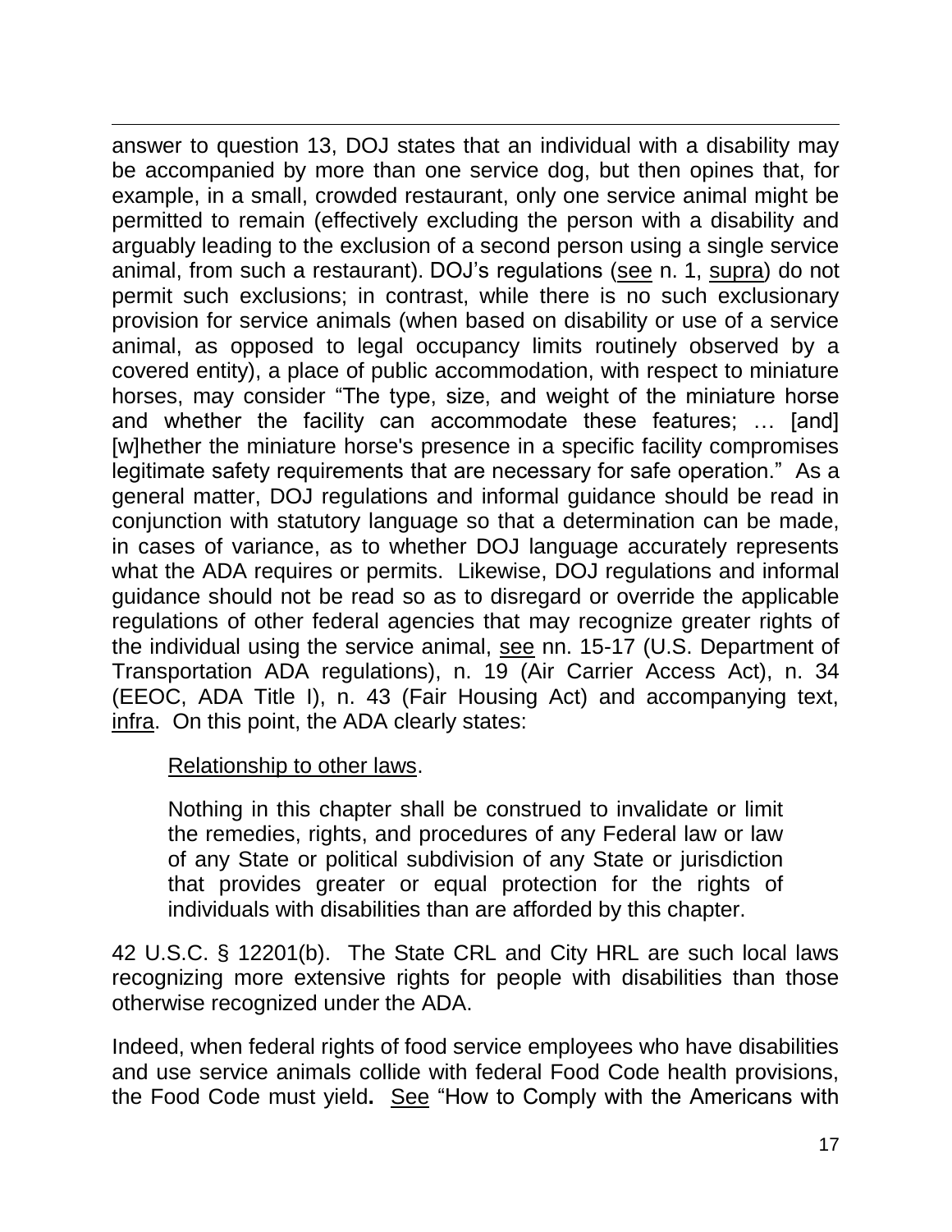answer to question 13, DOJ states that an individual with a disability may be accompanied by more than one service dog, but then opines that, for example, in a small, crowded restaurant, only one service animal might be permitted to remain (effectively excluding the person with a disability and arguably leading to the exclusion of a second person using a single service animal, from such a restaurant). DOJ's regulations (see n. 1, supra) do not permit such exclusions; in contrast, while there is no such exclusionary provision for service animals (when based on disability or use of a service animal, as opposed to legal occupancy limits routinely observed by a covered entity), a place of public accommodation, with respect to miniature horses, may consider "The type, size, and weight of the miniature horse and whether the facility can accommodate these features; … [and] [w]hether the miniature horse's presence in a specific facility compromises legitimate safety requirements that are necessary for safe operation." As a general matter, DOJ regulations and informal guidance should be read in conjunction with statutory language so that a determination can be made, in cases of variance, as to whether DOJ language accurately represents what the ADA requires or permits. Likewise, DOJ regulations and informal guidance should not be read so as to disregard or override the applicable regulations of other federal agencies that may recognize greater rights of the individual using the service animal, see nn. 15-17 (U.S. Department of Transportation ADA regulations), n. 19 (Air Carrier Access Act), n. 34 (EEOC, ADA Title I), n. 43 (Fair Housing Act) and accompanying text, infra. On this point, the ADA clearly states:

> Relationship to other laws.
>
> Nothing in this chapter shall be construed to invalidate or limit the remedies, rights, and procedures of any Federal law or law of any State or political subdivision of any State or jurisdiction that provides greater or equal protection for the rights of individuals with disabilities than are afforded by this chapter.

42 U.S.C. § 12201(b). The State CRL and City HRL are such local laws recognizing more extensive rights for people with disabilities than those otherwise recognized under the ADA.

Indeed, when federal rights of food service employees who have disabilities and use service animals collide with federal Food Code health provisions, the Food Code must yield**.** See "How to Comply with the Americans with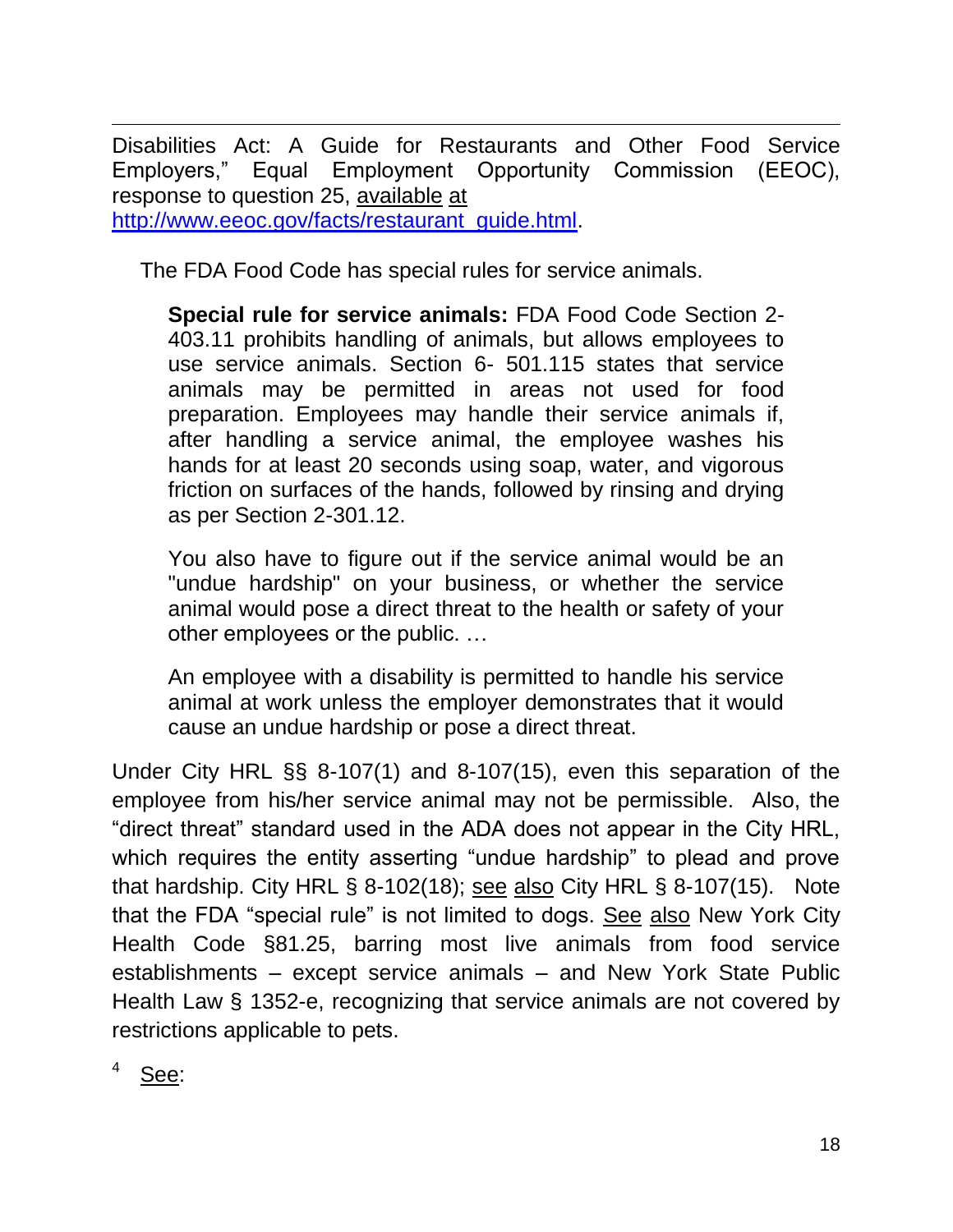Disabilities Act: A Guide for Restaurants and Other Food Service Employers," Equal Employment Opportunity Commission (EEOC), response to question 25, available at http://www.eeoc.gov/facts/restaurant_guide.html.

The FDA Food Code has special rules for service animals.

> **Special rule for service animals:** FDA Food Code Section 2-403.11 prohibits handling of animals, but allows employees to use service animals. Section 6- 501.115 states that service animals may be permitted in areas not used for food preparation. Employees may handle their service animals if, after handling a service animal, the employee washes his hands for at least 20 seconds using soap, water, and vigorous friction on surfaces of the hands, followed by rinsing and drying as per Section 2-301.12.
>
> You also have to figure out if the service animal would be an "undue hardship" on your business, or whether the service animal would pose a direct threat to the health or safety of your other employees or the public. …
>
> An employee with a disability is permitted to handle his service animal at work unless the employer demonstrates that it would cause an undue hardship or pose a direct threat.

Under City HRL §§ 8-107(1) and 8-107(15), even this separation of the employee from his/her service animal may not be permissible. Also, the "direct threat" standard used in the ADA does not appear in the City HRL, which requires the entity asserting "undue hardship" to plead and prove that hardship. City HRL § 8-102(18); see also City HRL § 8-107(15). Note that the FDA "special rule" is not limited to dogs. See also New York City Health Code §81.25, barring most live animals from food service establishments – except service animals – and New York State Public Health Law § 1352-e, recognizing that service animals are not covered by restrictions applicable to pets.

[4] See: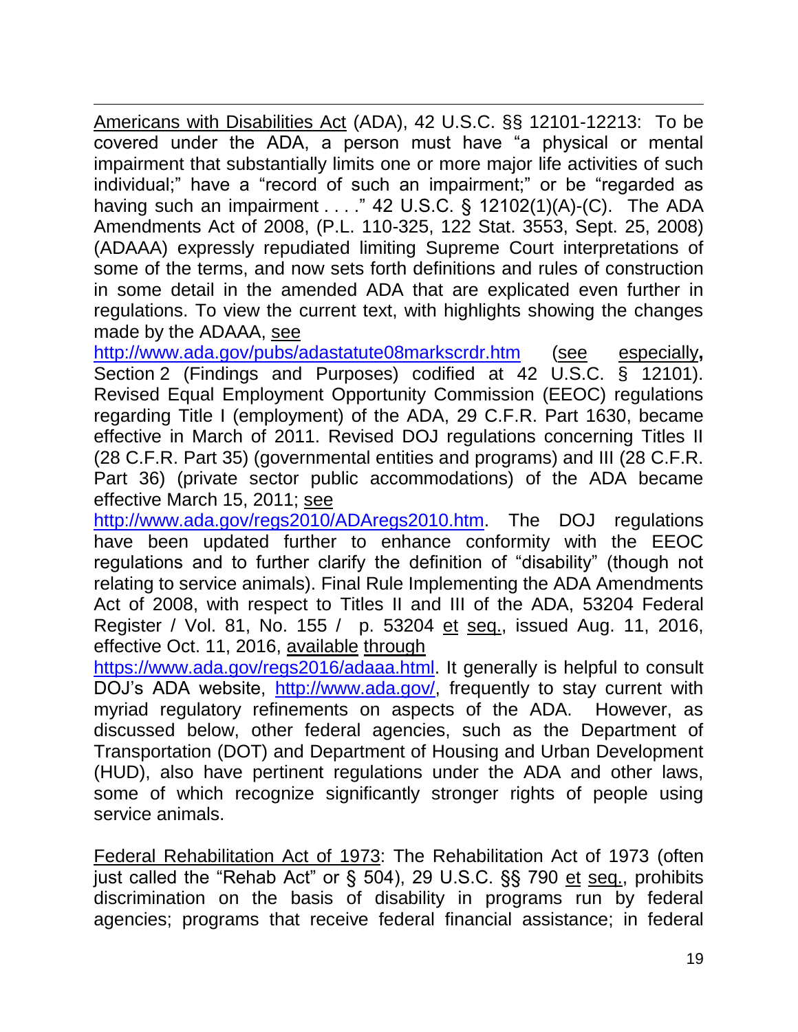Americans with Disabilities Act (ADA), 42 U.S.C. §§ 12101-12213: To be covered under the ADA, a person must have "a physical or mental impairment that substantially limits one or more major life activities of such individual;" have a "record of such an impairment;" or be "regarded as having such an impairment . . . ." 42 U.S.C. § 12102(1)(A)-(C). The ADA Amendments Act of 2008, (P.L. 110-325, 122 Stat. 3553, Sept. 25, 2008) (ADAAA) expressly repudiated limiting Supreme Court interpretations of some of the terms, and now sets forth definitions and rules of construction in some detail in the amended ADA that are explicated even further in regulations. To view the current text, with highlights showing the changes made by the ADAAA, see http://www.ada.gov/pubs/adastatute08markscrdr.htm (see especially, Section 2 (Findings and Purposes) codified at 42 U.S.C. § 12101). Revised Equal Employment Opportunity Commission (EEOC) regulations regarding Title I (employment) of the ADA, 29 C.F.R. Part 1630, became effective in March of 2011. Revised DOJ regulations concerning Titles II (28 C.F.R. Part 35) (governmental entities and programs) and III (28 C.F.R. Part 36) (private sector public accommodations) of the ADA became effective March 15, 2011; see http://www.ada.gov/regs2010/ADAregs2010.htm. The DOJ regulations have been updated further to enhance conformity with the EEOC regulations and to further clarify the definition of "disability" (though not relating to service animals). Final Rule Implementing the ADA Amendments Act of 2008, with respect to Titles II and III of the ADA, 53204 Federal Register / Vol. 81, No. 155 / p. 53204 et seq., issued Aug. 11, 2016, effective Oct. 11, 2016, available through https://www.ada.gov/regs2016/adaaa.html. It generally is helpful to consult DOJ's ADA website, http://www.ada.gov/, frequently to stay current with myriad regulatory refinements on aspects of the ADA. However, as discussed below, other federal agencies, such as the Department of Transportation (DOT) and Department of Housing and Urban Development (HUD), also have pertinent regulations under the ADA and other laws, some of which recognize significantly stronger rights of people using service animals.

Federal Rehabilitation Act of 1973: The Rehabilitation Act of 1973 (often just called the "Rehab Act" or § 504), 29 U.S.C. §§ 790 et seq., prohibits discrimination on the basis of disability in programs run by federal agencies; programs that receive federal financial assistance; in federal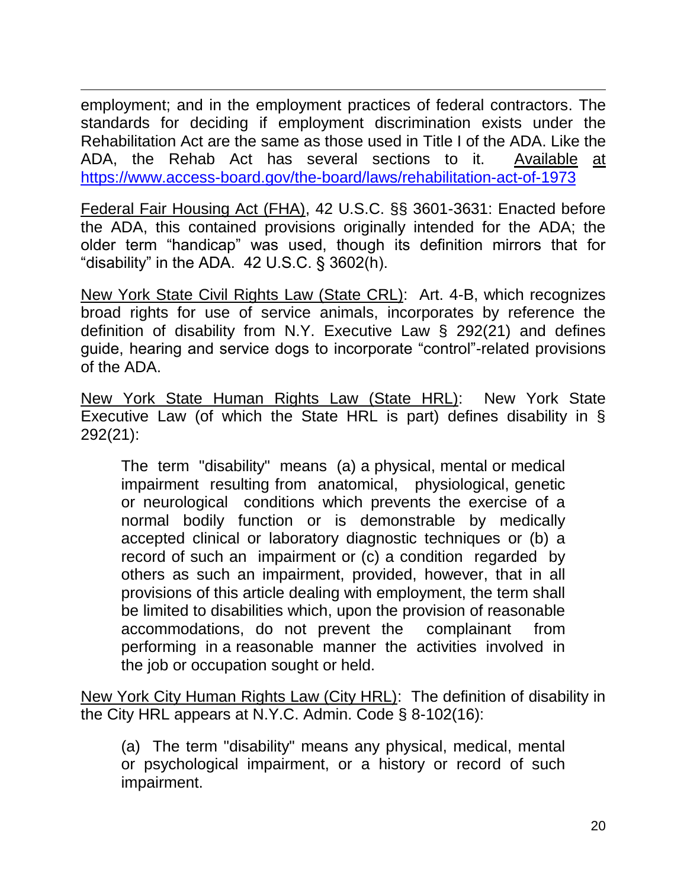employment; and in the employment practices of federal contractors. The standards for deciding if employment discrimination exists under the Rehabilitation Act are the same as those used in Title I of the ADA. Like the ADA, the Rehab Act has several sections to it. Available at https://www.access-board.gov/the-board/laws/rehabilitation-act-of-1973

Federal Fair Housing Act (FHA), 42 U.S.C. §§ 3601-3631: Enacted before the ADA, this contained provisions originally intended for the ADA; the older term "handicap" was used, though its definition mirrors that for "disability" in the ADA. 42 U.S.C. § 3602(h).

New York State Civil Rights Law (State CRL): Art. 4-B, which recognizes broad rights for use of service animals, incorporates by reference the definition of disability from N.Y. Executive Law § 292(21) and defines guide, hearing and service dogs to incorporate "control"-related provisions of the ADA.

New York State Human Rights Law (State HRL): New York State Executive Law (of which the State HRL is part) defines disability in § 292(21):

> The term "disability" means (a) a physical, mental or medical impairment resulting from anatomical, physiological, genetic or neurological conditions which prevents the exercise of a normal bodily function or is demonstrable by medically accepted clinical or laboratory diagnostic techniques or (b) a record of such an impairment or (c) a condition regarded by others as such an impairment, provided, however, that in all provisions of this article dealing with employment, the term shall be limited to disabilities which, upon the provision of reasonable accommodations, do not prevent the complainant from performing in a reasonable manner the activities involved in the job or occupation sought or held.

New York City Human Rights Law (City HRL): The definition of disability in the City HRL appears at N.Y.C. Admin. Code § 8-102(16):

> (a) The term "disability" means any physical, medical, mental or psychological impairment, or a history or record of such impairment.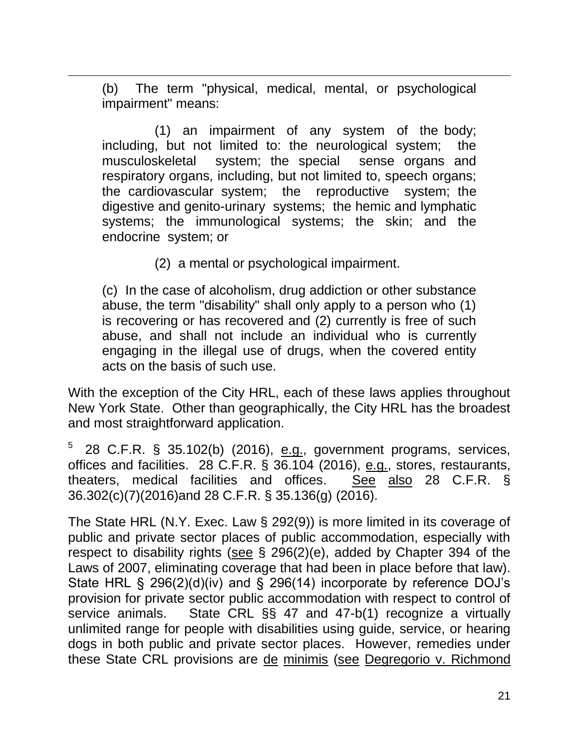(b) The term "physical, medical, mental, or psychological impairment" means:

(1) an impairment of any system of the body; including, but not limited to: the neurological system; the musculoskeletal system; the special sense organs and respiratory organs, including, but not limited to, speech organs; the cardiovascular system; the reproductive system; the digestive and genito-urinary systems; the hemic and lymphatic systems; the immunological systems; the skin; and the endocrine system; or

(2) a mental or psychological impairment.

(c) In the case of alcoholism, drug addiction or other substance abuse, the term "disability" shall only apply to a person who (1) is recovering or has recovered and (2) currently is free of such abuse, and shall not include an individual who is currently engaging in the illegal use of drugs, when the covered entity acts on the basis of such use.

With the exception of the City HRL, each of these laws applies throughout New York State. Other than geographically, the City HRL has the broadest and most straightforward application.

[5] 28 C.F.R. § 35.102(b) (2016), e.g., government programs, services, offices and facilities. 28 C.F.R. § 36.104 (2016), e.g., stores, restaurants, theaters, medical facilities and offices. See also 28 C.F.R. § 36.302(c)(7)(2016)and 28 C.F.R. § 35.136(g) (2016).

The State HRL (N.Y. Exec. Law § 292(9)) is more limited in its coverage of public and private sector places of public accommodation, especially with respect to disability rights (see § 296(2)(e), added by Chapter 394 of the Laws of 2007, eliminating coverage that had been in place before that law). State HRL § 296(2)(d)(iv) and § 296(14) incorporate by reference DOJ's provision for private sector public accommodation with respect to control of service animals. State CRL §§ 47 and 47-b(1) recognize a virtually unlimited range for people with disabilities using guide, service, or hearing dogs in both public and private sector places. However, remedies under these State CRL provisions are de minimis (see Degregorio v. Richmond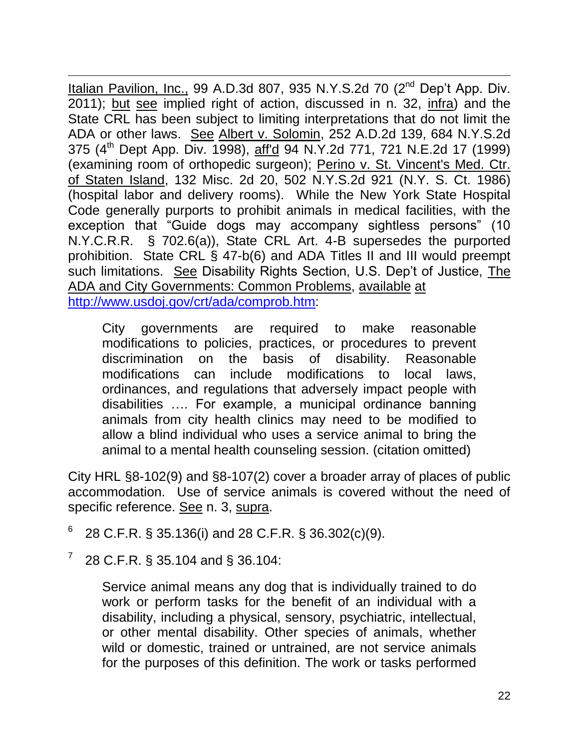Italian Pavilion, Inc., 99 A.D.3d 807, 935 N.Y.S.2d 70 (2nd Dep't App. Div. 2011); but see implied right of action, discussed in n. 32, infra) and the State CRL has been subject to limiting interpretations that do not limit the ADA or other laws. See Albert v. Solomin, 252 A.D.2d 139, 684 N.Y.S.2d 375 (4th Dept App. Div. 1998), aff'd 94 N.Y.2d 771, 721 N.E.2d 17 (1999) (examining room of orthopedic surgeon); Perino v. St. Vincent's Med. Ctr. of Staten Island, 132 Misc. 2d 20, 502 N.Y.S.2d 921 (N.Y. S. Ct. 1986) (hospital labor and delivery rooms). While the New York State Hospital Code generally purports to prohibit animals in medical facilities, with the exception that "Guide dogs may accompany sightless persons" (10 N.Y.C.R.R. § 702.6(a)), State CRL Art. 4-B supersedes the purported prohibition. State CRL § 47-b(6) and ADA Titles II and III would preempt such limitations. See Disability Rights Section, U.S. Dep't of Justice, The ADA and City Governments: Common Problems, available at http://www.usdoj.gov/crt/ada/comprob.htm:

> City governments are required to make reasonable modifications to policies, practices, or procedures to prevent discrimination on the basis of disability. Reasonable modifications can include modifications to local laws, ordinances, and regulations that adversely impact people with disabilities …. For example, a municipal ordinance banning animals from city health clinics may need to be modified to allow a blind individual who uses a service animal to bring the animal to a mental health counseling session. (citation omitted)

City HRL §8-102(9) and §8-107(2) cover a broader array of places of public accommodation. Use of service animals is covered without the need of specific reference. See n. 3, supra.

[6] 28 C.F.R. § 35.136(i) and 28 C.F.R. § 36.302(c)(9).

[7] 28 C.F.R. § 35.104 and § 36.104:

> Service animal means any dog that is individually trained to do work or perform tasks for the benefit of an individual with a disability, including a physical, sensory, psychiatric, intellectual, or other mental disability. Other species of animals, whether wild or domestic, trained or untrained, are not service animals for the purposes of this definition. The work or tasks performed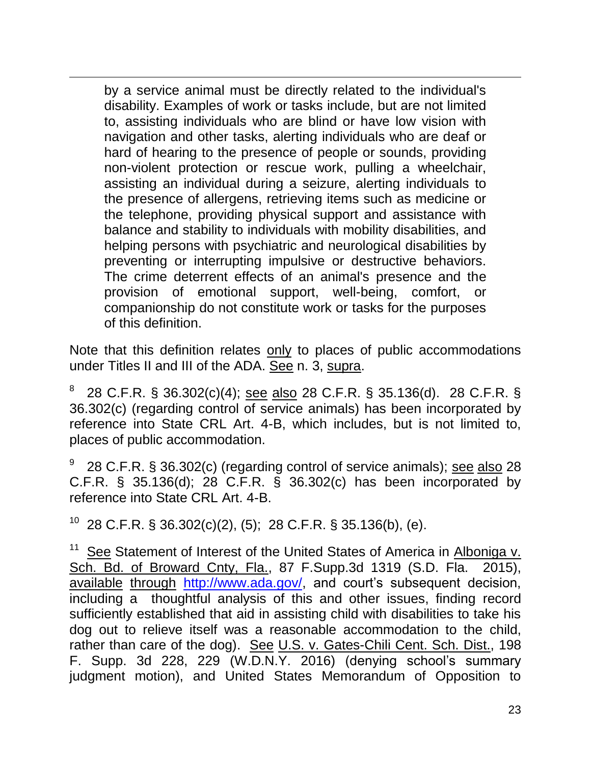> by a service animal must be directly related to the individual's disability. Examples of work or tasks include, but are not limited to, assisting individuals who are blind or have low vision with navigation and other tasks, alerting individuals who are deaf or hard of hearing to the presence of people or sounds, providing non-violent protection or rescue work, pulling a wheelchair, assisting an individual during a seizure, alerting individuals to the presence of allergens, retrieving items such as medicine or the telephone, providing physical support and assistance with balance and stability to individuals with mobility disabilities, and helping persons with psychiatric and neurological disabilities by preventing or interrupting impulsive or destructive behaviors. The crime deterrent effects of an animal's presence and the provision of emotional support, well-being, comfort, or companionship do not constitute work or tasks for the purposes of this definition.

Note that this definition relates only to places of public accommodations under Titles II and III of the ADA. See n. 3, supra.

[8] 28 C.F.R. § 36.302(c)(4); see also 28 C.F.R. § 35.136(d). 28 C.F.R. § 36.302(c) (regarding control of service animals) has been incorporated by reference into State CRL Art. 4-B, which includes, but is not limited to, places of public accommodation.

[9] 28 C.F.R. § 36.302(c) (regarding control of service animals); see also 28 C.F.R. § 35.136(d); 28 C.F.R. § 36.302(c) has been incorporated by reference into State CRL Art. 4-B.

[10] 28 C.F.R. § 36.302(c)(2), (5); 28 C.F.R. § 35.136(b), (e).

[11] See Statement of Interest of the United States of America in Alboniga v. Sch. Bd. of Broward Cnty, Fla., 87 F.Supp.3d 1319 (S.D. Fla. 2015), available through http://www.ada.gov/, and court's subsequent decision, including a thoughtful analysis of this and other issues, finding record sufficiently established that aid in assisting child with disabilities to take his dog out to relieve itself was a reasonable accommodation to the child, rather than care of the dog). See U.S. v. Gates-Chili Cent. Sch. Dist., 198 F. Supp. 3d 228, 229 (W.D.N.Y. 2016) (denying school's summary judgment motion), and United States Memorandum of Opposition to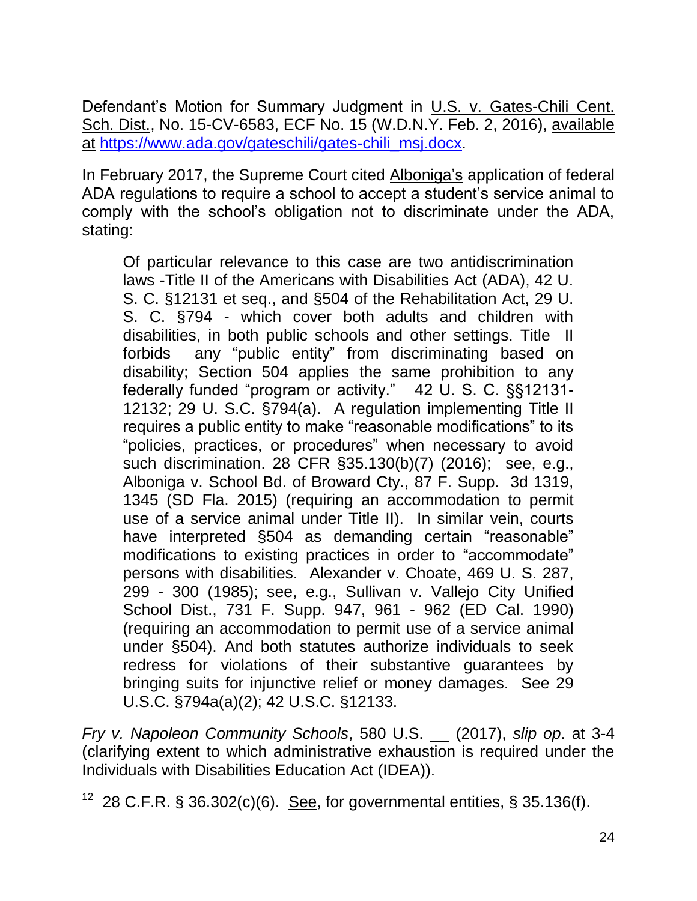Defendant's Motion for Summary Judgment in U.S. v. Gates-Chili Cent. Sch. Dist., No. 15-CV-6583, ECF No. 15 (W.D.N.Y. Feb. 2, 2016), available at [https://www.ada.gov/gateschili/gates-chili_msj.docx](https://www.ada.gov/gateschili/gates-chili_msj.docx).

In February 2017, the Supreme Court cited Alboniga's application of federal ADA regulations to require a school to accept a student's service animal to comply with the school's obligation not to discriminate under the ADA, stating:

> Of particular relevance to this case are two antidiscrimination laws -Title II of the Americans with Disabilities Act (ADA), 42 U. S. C. §12131 et seq., and §504 of the Rehabilitation Act, 29 U. S. C. §794 - which cover both adults and children with disabilities, in both public schools and other settings. Title II forbids any "public entity" from discriminating based on disability; Section 504 applies the same prohibition to any federally funded "program or activity." 42 U. S. C. §§12131-12132; 29 U. S.C. §794(a). A regulation implementing Title II requires a public entity to make "reasonable modifications" to its "policies, practices, or procedures" when necessary to avoid such discrimination. 28 CFR §35.130(b)(7) (2016); see, e.g., Alboniga v. School Bd. of Broward Cty., 87 F. Supp. 3d 1319, 1345 (SD Fla. 2015) (requiring an accommodation to permit use of a service animal under Title II). In similar vein, courts have interpreted §504 as demanding certain "reasonable" modifications to existing practices in order to "accommodate" persons with disabilities. Alexander v. Choate, 469 U. S. 287, 299 - 300 (1985); see, e.g., Sullivan v. Vallejo City Unified School Dist., 731 F. Supp. 947, 961 - 962 (ED Cal. 1990) (requiring an accommodation to permit use of a service animal under §504). And both statutes authorize individuals to seek redress for violations of their substantive guarantees by bringing suits for injunctive relief or money damages. See 29 U.S.C. §794a(a)(2); 42 U.S.C. §12133.

*Fry v. Napoleon Community Schools*, 580 U.S. __ (2017), *slip op*. at 3-4 (clarifying extent to which administrative exhaustion is required under the Individuals with Disabilities Education Act (IDEA)).

[12] 28 C.F.R. § 36.302(c)(6). See, for governmental entities, § 35.136(f).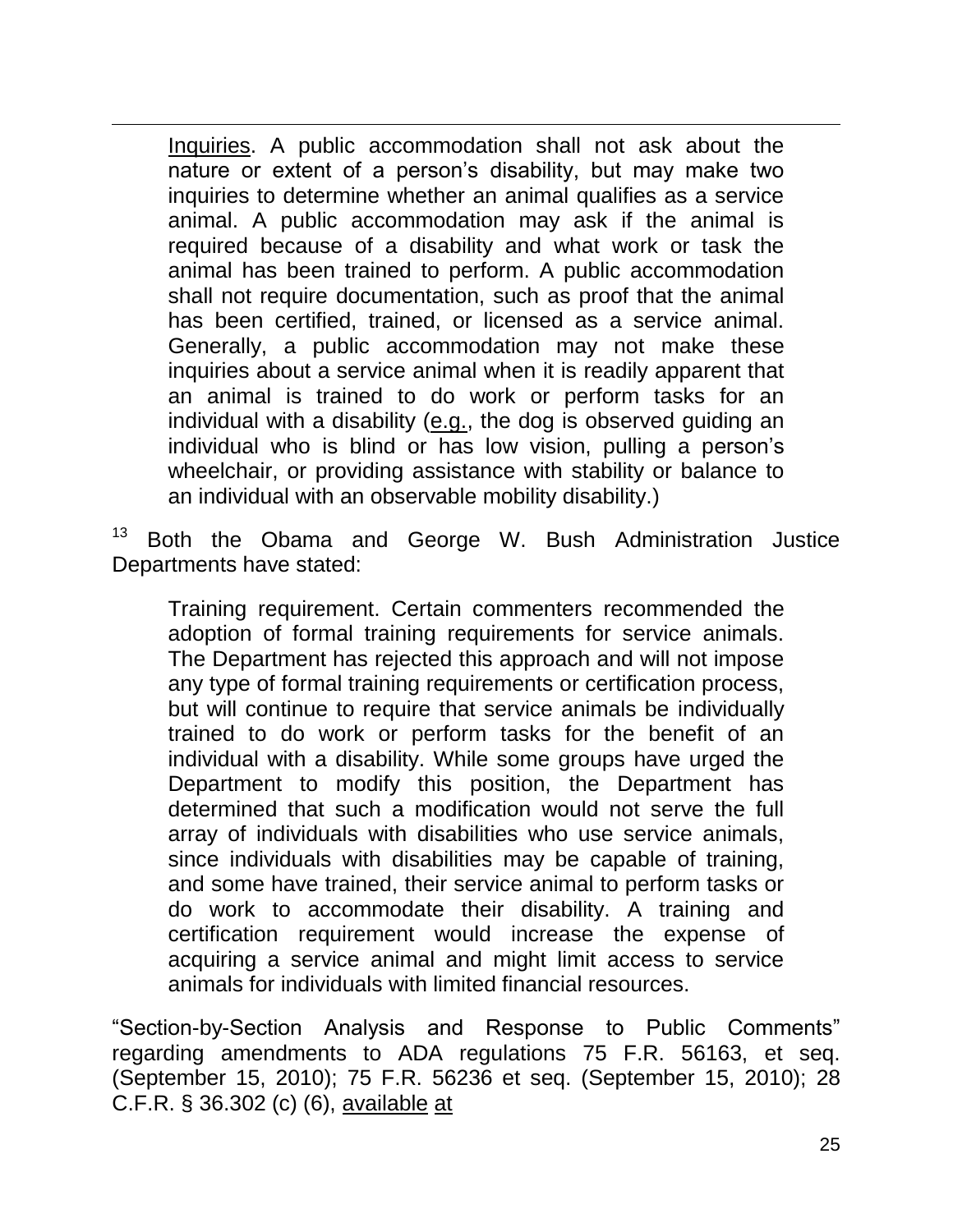> <u>Inquiries</u>. A public accommodation shall not ask about the nature or extent of a person's disability, but may make two inquiries to determine whether an animal qualifies as a service animal. A public accommodation may ask if the animal is required because of a disability and what work or task the animal has been trained to perform. A public accommodation shall not require documentation, such as proof that the animal has been certified, trained, or licensed as a service animal. Generally, a public accommodation may not make these inquiries about a service animal when it is readily apparent that an animal is trained to do work or perform tasks for an individual with a disability (<u>e.g.</u>, the dog is observed guiding an individual who is blind or has low vision, pulling a person's wheelchair, or providing assistance with stability or balance to an individual with an observable mobility disability.)

[13] Both the Obama and George W. Bush Administration Justice Departments have stated:

> Training requirement. Certain commenters recommended the adoption of formal training requirements for service animals. The Department has rejected this approach and will not impose any type of formal training requirements or certification process, but will continue to require that service animals be individually trained to do work or perform tasks for the benefit of an individual with a disability. While some groups have urged the Department to modify this position, the Department has determined that such a modification would not serve the full array of individuals with disabilities who use service animals, since individuals with disabilities may be capable of training, and some have trained, their service animal to perform tasks or do work to accommodate their disability. A training and certification requirement would increase the expense of acquiring a service animal and might limit access to service animals for individuals with limited financial resources.

"Section-by-Section Analysis and Response to Public Comments" regarding amendments to ADA regulations 75 F.R. 56163, et seq. (September 15, 2010); 75 F.R. 56236 et seq. (September 15, 2010); 28 C.F.R. § 36.302 (c) (6), <u>available</u> <u>at</u>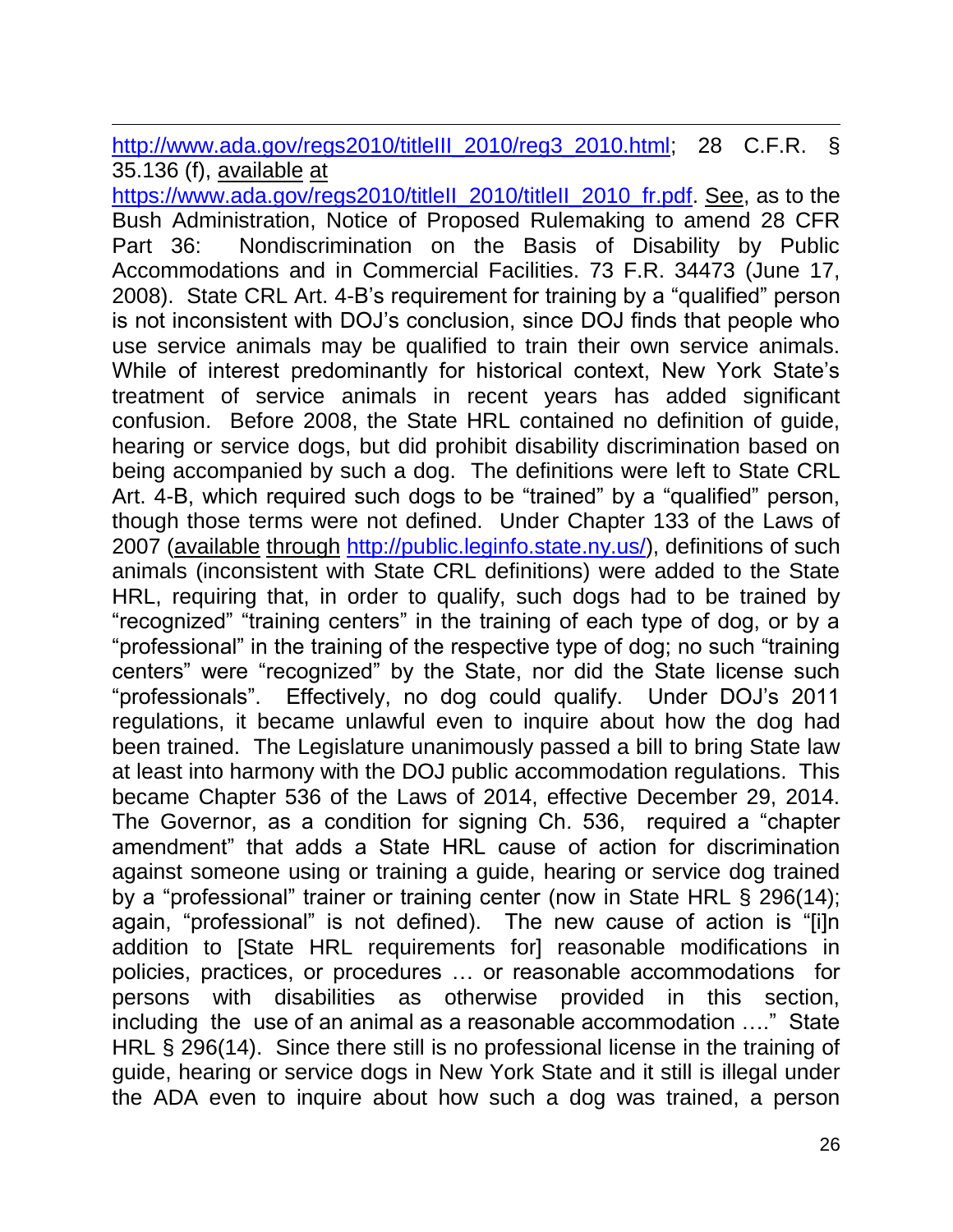http://www.ada.gov/regs2010/titleIII_2010/reg3_2010.html; 28 C.F.R. § 35.136 (f), available at https://www.ada.gov/regs2010/titleII_2010/titleII_2010_fr.pdf. See, as to the Bush Administration, Notice of Proposed Rulemaking to amend 28 CFR Part 36: Nondiscrimination on the Basis of Disability by Public Accommodations and in Commercial Facilities. 73 F.R. 34473 (June 17, 2008). State CRL Art. 4-B's requirement for training by a "qualified" person is not inconsistent with DOJ's conclusion, since DOJ finds that people who use service animals may be qualified to train their own service animals. While of interest predominantly for historical context, New York State's treatment of service animals in recent years has added significant confusion. Before 2008, the State HRL contained no definition of guide, hearing or service dogs, but did prohibit disability discrimination based on being accompanied by such a dog. The definitions were left to State CRL Art. 4-B, which required such dogs to be "trained" by a "qualified" person, though those terms were not defined. Under Chapter 133 of the Laws of 2007 (available through http://public.leginfo.state.ny.us/), definitions of such animals (inconsistent with State CRL definitions) were added to the State HRL, requiring that, in order to qualify, such dogs had to be trained by "recognized" "training centers" in the training of each type of dog, or by a "professional" in the training of the respective type of dog; no such "training centers" were "recognized" by the State, nor did the State license such "professionals". Effectively, no dog could qualify. Under DOJ's 2011 regulations, it became unlawful even to inquire about how the dog had been trained. The Legislature unanimously passed a bill to bring State law at least into harmony with the DOJ public accommodation regulations. This became Chapter 536 of the Laws of 2014, effective December 29, 2014. The Governor, as a condition for signing Ch. 536, required a "chapter amendment" that adds a State HRL cause of action for discrimination against someone using or training a guide, hearing or service dog trained by a "professional" trainer or training center (now in State HRL § 296(14); again, "professional" is not defined). The new cause of action is "[i]n addition to [State HRL requirements for] reasonable modifications in policies, practices, or procedures … or reasonable accommodations for persons with disabilities as otherwise provided in this section, including the use of an animal as a reasonable accommodation …." State HRL § 296(14). Since there still is no professional license in the training of guide, hearing or service dogs in New York State and it still is illegal under the ADA even to inquire about how such a dog was trained, a person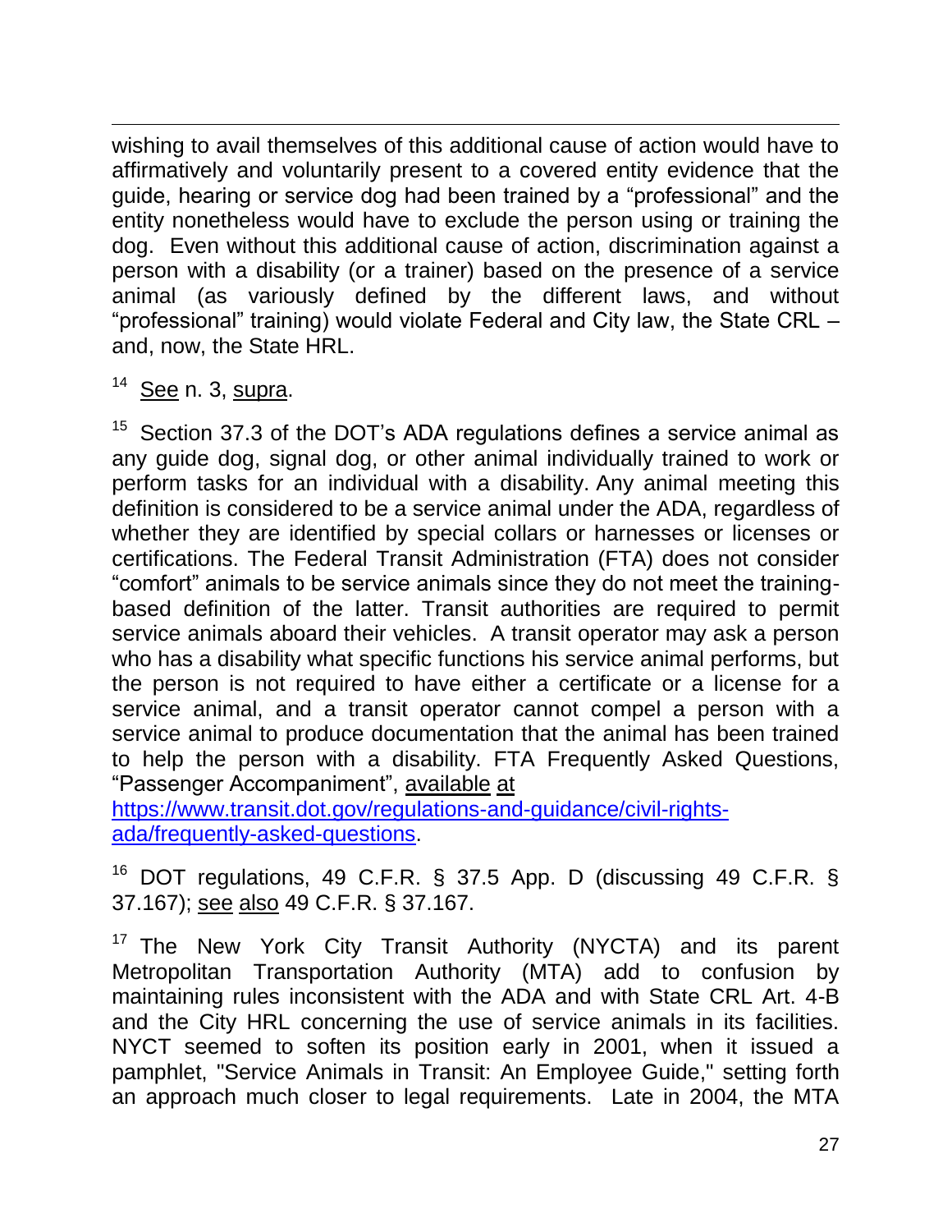wishing to avail themselves of this additional cause of action would have to affirmatively and voluntarily present to a covered entity evidence that the guide, hearing or service dog had been trained by a "professional" and the entity nonetheless would have to exclude the person using or training the dog. Even without this additional cause of action, discrimination against a person with a disability (or a trainer) based on the presence of a service animal (as variously defined by the different laws, and without "professional" training) would violate Federal and City law, the State CRL – and, now, the State HRL.

[14] See n. 3, supra.

[15] Section 37.3 of the DOT's ADA regulations defines a service animal as any guide dog, signal dog, or other animal individually trained to work or perform tasks for an individual with a disability. Any animal meeting this definition is considered to be a service animal under the ADA, regardless of whether they are identified by special collars or harnesses or licenses or certifications. The Federal Transit Administration (FTA) does not consider "comfort" animals to be service animals since they do not meet the training-based definition of the latter. Transit authorities are required to permit service animals aboard their vehicles. A transit operator may ask a person who has a disability what specific functions his service animal performs, but the person is not required to have either a certificate or a license for a service animal, and a transit operator cannot compel a person with a service animal to produce documentation that the animal has been trained to help the person with a disability. FTA Frequently Asked Questions, "Passenger Accompaniment", available at https://www.transit.dot.gov/regulations-and-guidance/civil-rights-ada/frequently-asked-questions.

[16] DOT regulations, 49 C.F.R. § 37.5 App. D (discussing 49 C.F.R. § 37.167); see also 49 C.F.R. § 37.167.

[17] The New York City Transit Authority (NYCTA) and its parent Metropolitan Transportation Authority (MTA) add to confusion by maintaining rules inconsistent with the ADA and with State CRL Art. 4-B and the City HRL concerning the use of service animals in its facilities. NYCT seemed to soften its position early in 2001, when it issued a pamphlet, "Service Animals in Transit: An Employee Guide," setting forth an approach much closer to legal requirements. Late in 2004, the MTA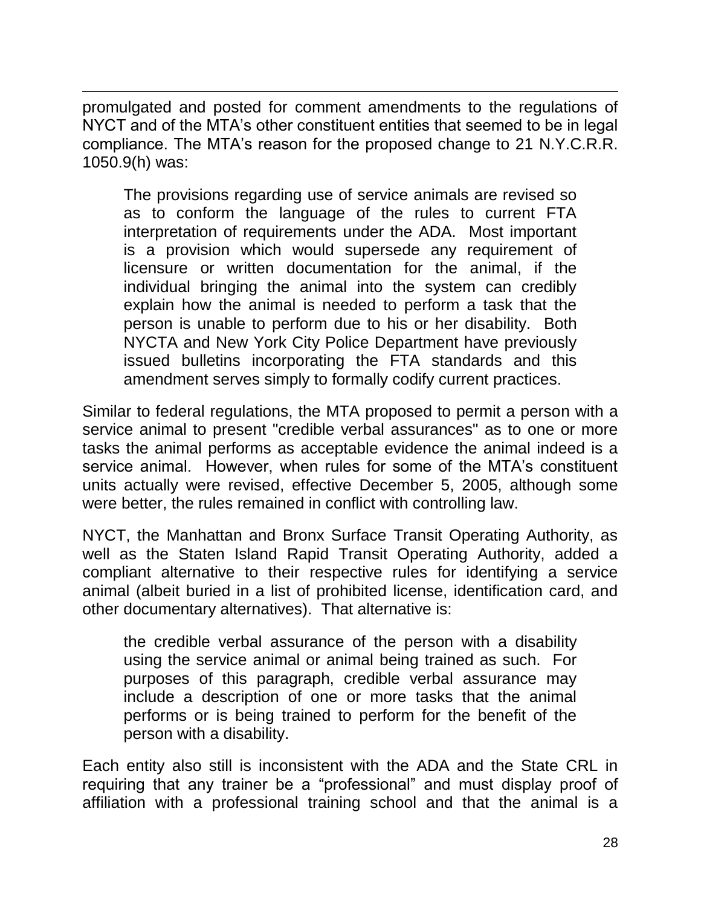promulgated and posted for comment amendments to the regulations of NYCT and of the MTA's other constituent entities that seemed to be in legal compliance. The MTA's reason for the proposed change to 21 N.Y.C.R.R. 1050.9(h) was:

> The provisions regarding use of service animals are revised so as to conform the language of the rules to current FTA interpretation of requirements under the ADA. Most important is a provision which would supersede any requirement of licensure or written documentation for the animal, if the individual bringing the animal into the system can credibly explain how the animal is needed to perform a task that the person is unable to perform due to his or her disability. Both NYCTA and New York City Police Department have previously issued bulletins incorporating the FTA standards and this amendment serves simply to formally codify current practices.

Similar to federal regulations, the MTA proposed to permit a person with a service animal to present "credible verbal assurances" as to one or more tasks the animal performs as acceptable evidence the animal indeed is a service animal. However, when rules for some of the MTA's constituent units actually were revised, effective December 5, 2005, although some were better, the rules remained in conflict with controlling law.

NYCT, the Manhattan and Bronx Surface Transit Operating Authority, as well as the Staten Island Rapid Transit Operating Authority, added a compliant alternative to their respective rules for identifying a service animal (albeit buried in a list of prohibited license, identification card, and other documentary alternatives). That alternative is:

> the credible verbal assurance of the person with a disability using the service animal or animal being trained as such. For purposes of this paragraph, credible verbal assurance may include a description of one or more tasks that the animal performs or is being trained to perform for the benefit of the person with a disability.

Each entity also still is inconsistent with the ADA and the State CRL in requiring that any trainer be a "professional" and must display proof of affiliation with a professional training school and that the animal is a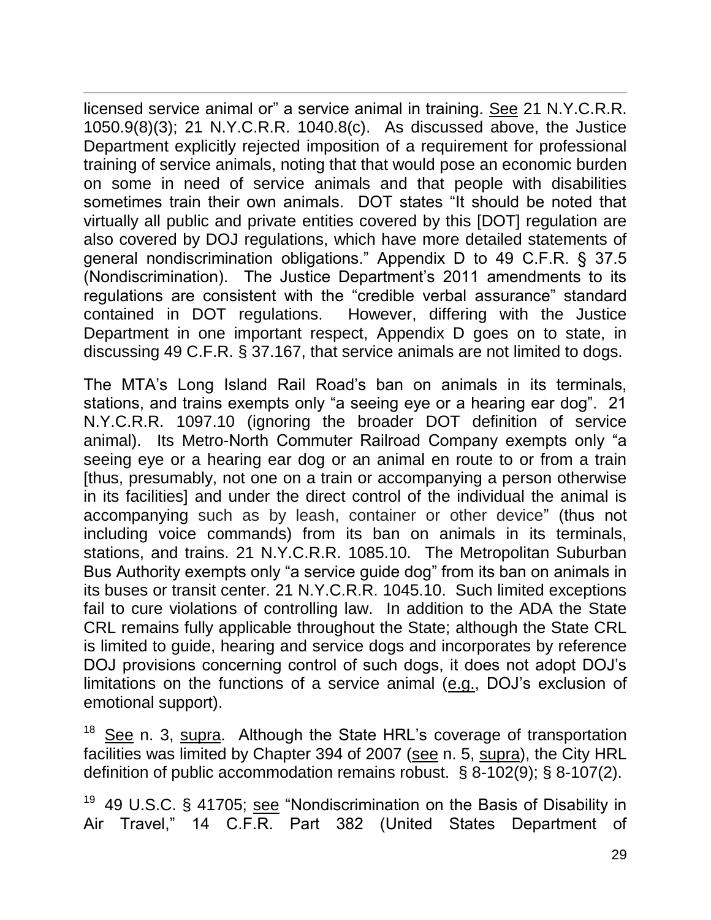licensed service animal or" a service animal in training. See 21 N.Y.C.R.R. 1050.9(8)(3); 21 N.Y.C.R.R. 1040.8(c). As discussed above, the Justice Department explicitly rejected imposition of a requirement for professional training of service animals, noting that that would pose an economic burden on some in need of service animals and that people with disabilities sometimes train their own animals. DOT states "It should be noted that virtually all public and private entities covered by this [DOT] regulation are also covered by DOJ regulations, which have more detailed statements of general nondiscrimination obligations." Appendix D to 49 C.F.R. § 37.5 (Nondiscrimination). The Justice Department's 2011 amendments to its regulations are consistent with the "credible verbal assurance" standard contained in DOT regulations. However, differing with the Justice Department in one important respect, Appendix D goes on to state, in discussing 49 C.F.R. § 37.167, that service animals are not limited to dogs.

The MTA's Long Island Rail Road's ban on animals in its terminals, stations, and trains exempts only "a seeing eye or a hearing ear dog". 21 N.Y.C.R.R. 1097.10 (ignoring the broader DOT definition of service animal). Its Metro-North Commuter Railroad Company exempts only "a seeing eye or a hearing ear dog or an animal en route to or from a train [thus, presumably, not one on a train or accompanying a person otherwise in its facilities] and under the direct control of the individual the animal is accompanying such as by leash, container or other device" (thus not including voice commands) from its ban on animals in its terminals, stations, and trains. 21 N.Y.C.R.R. 1085.10. The Metropolitan Suburban Bus Authority exempts only "a service guide dog" from its ban on animals in its buses or transit center. 21 N.Y.C.R.R. 1045.10. Such limited exceptions fail to cure violations of controlling law. In addition to the ADA the State CRL remains fully applicable throughout the State; although the State CRL is limited to guide, hearing and service dogs and incorporates by reference DOJ provisions concerning control of such dogs, it does not adopt DOJ's limitations on the functions of a service animal (e.g., DOJ's exclusion of emotional support).

[18] See n. 3, supra. Although the State HRL's coverage of transportation facilities was limited by Chapter 394 of 2007 (see n. 5, supra), the City HRL definition of public accommodation remains robust. § 8-102(9); § 8-107(2).

[19] 49 U.S.C. § 41705; see "Nondiscrimination on the Basis of Disability in Air Travel," 14 C.F.R. Part 382 (United States Department of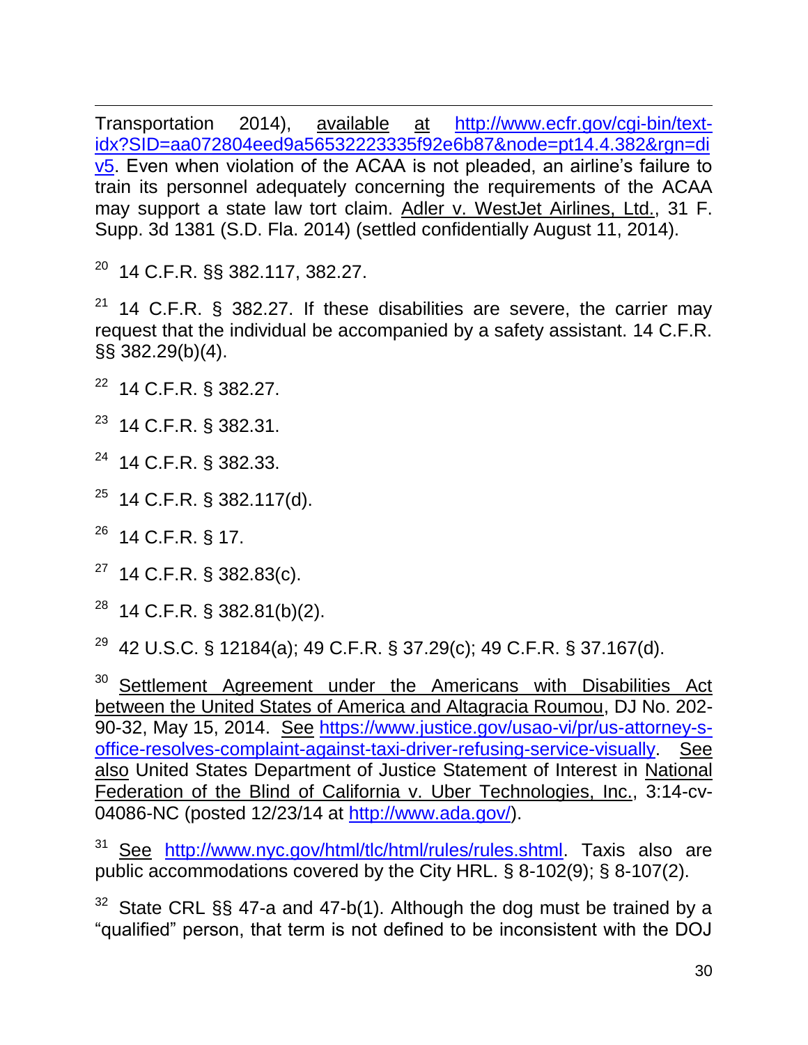Transportation 2014), available at http://www.ecfr.gov/cgi-bin/text-idx?SID=aa072804eed9a56532223335f92e6b87&node=pt14.4.382&rgn=div5. Even when violation of the ACAA is not pleaded, an airline's failure to train its personnel adequately concerning the requirements of the ACAA may support a state law tort claim. Adler v. WestJet Airlines, Ltd., 31 F. Supp. 3d 1381 (S.D. Fla. 2014) (settled confidentially August 11, 2014).

[20] 14 C.F.R. §§ 382.117, 382.27.

[21] 14 C.F.R. § 382.27. If these disabilities are severe, the carrier may request that the individual be accompanied by a safety assistant. 14 C.F.R. §§ 382.29(b)(4).

[22] 14 C.F.R. § 382.27.

[23] 14 C.F.R. § 382.31.

[24] 14 C.F.R. § 382.33.

[25] 14 C.F.R. § 382.117(d).

[26] 14 C.F.R. § 17.

[27] 14 C.F.R. § 382.83(c).

[28] 14 C.F.R. § 382.81(b)(2).

[29] 42 U.S.C. § 12184(a); 49 C.F.R. § 37.29(c); 49 C.F.R. § 37.167(d).

[30] Settlement Agreement under the Americans with Disabilities Act between the United States of America and Altagracia Roumou, DJ No. 202-90-32, May 15, 2014. See https://www.justice.gov/usao-vi/pr/us-attorney-s-office-resolves-complaint-against-taxi-driver-refusing-service-visually. See also United States Department of Justice Statement of Interest in National Federation of the Blind of California v. Uber Technologies, Inc., 3:14-cv-04086-NC (posted 12/23/14 at http://www.ada.gov/).

[31] See http://www.nyc.gov/html/tlc/html/rules/rules.shtml. Taxis also are public accommodations covered by the City HRL. § 8-102(9); § 8-107(2).

[32] State CRL §§ 47-a and 47-b(1). Although the dog must be trained by a "qualified" person, that term is not defined to be inconsistent with the DOJ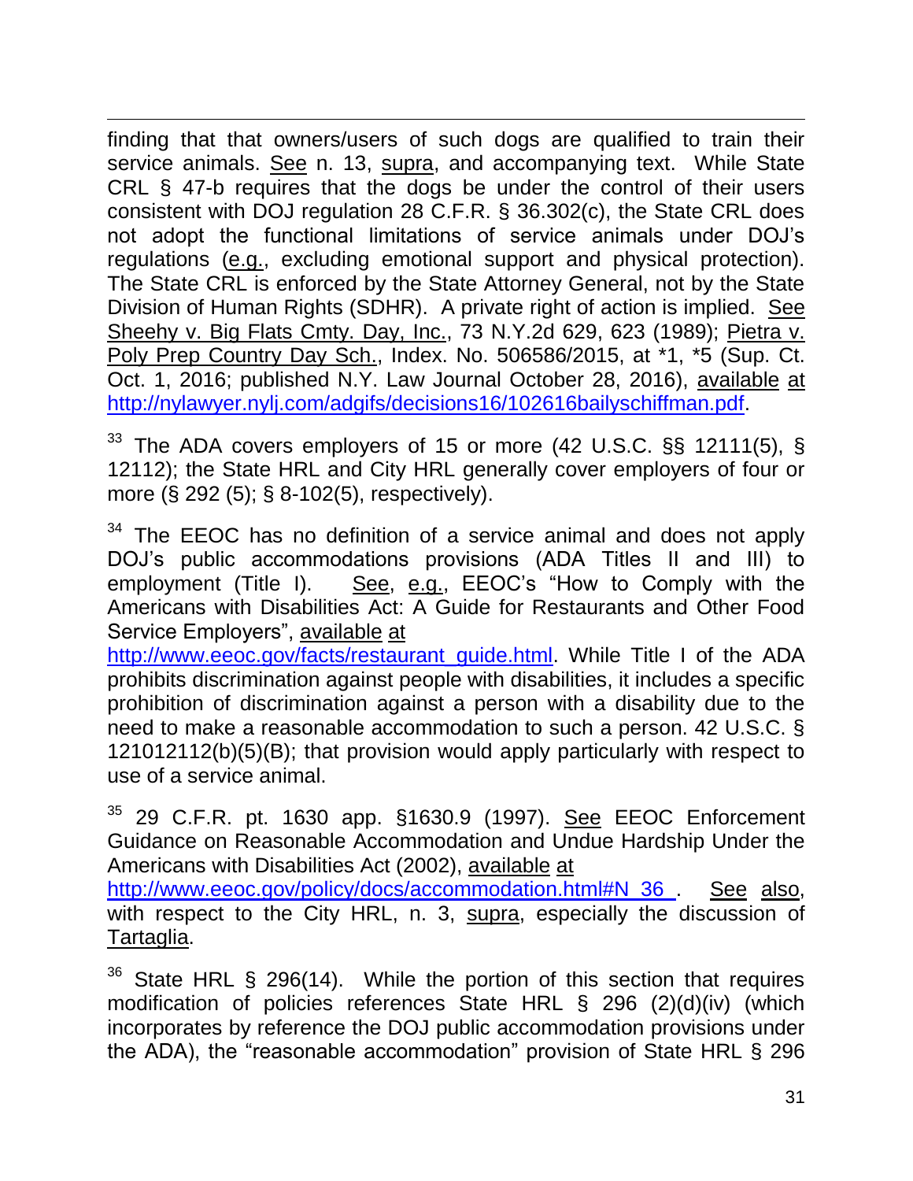finding that that owners/users of such dogs are qualified to train their service animals. See n. 13, supra, and accompanying text. While State CRL § 47-b requires that the dogs be under the control of their users consistent with DOJ regulation 28 C.F.R. § 36.302(c), the State CRL does not adopt the functional limitations of service animals under DOJ's regulations (e.g., excluding emotional support and physical protection). The State CRL is enforced by the State Attorney General, not by the State Division of Human Rights (SDHR). A private right of action is implied. See Sheehy v. Big Flats Cmty. Day, Inc., 73 N.Y.2d 629, 623 (1989); Pietra v. Poly Prep Country Day Sch., Index. No. 506586/2015, at *1, *5 (Sup. Ct. Oct. 1, 2016; published N.Y. Law Journal October 28, 2016), available at http://nylawyer.nylj.com/adgifs/decisions16/102616bailyschiffman.pdf.

[33] The ADA covers employers of 15 or more (42 U.S.C. §§ 12111(5), § 12112); the State HRL and City HRL generally cover employers of four or more (§ 292 (5); § 8-102(5), respectively).

[34] The EEOC has no definition of a service animal and does not apply DOJ's public accommodations provisions (ADA Titles II and III) to employment (Title I). See, e.g., EEOC's "How to Comply with the Americans with Disabilities Act: A Guide for Restaurants and Other Food Service Employers", available at http://www.eeoc.gov/facts/restaurant_guide.html. While Title I of the ADA prohibits discrimination against people with disabilities, it includes a specific prohibition of discrimination against a person with a disability due to the need to make a reasonable accommodation to such a person. 42 U.S.C. § 121012112(b)(5)(B); that provision would apply particularly with respect to use of a service animal.

[35] 29 C.F.R. pt. 1630 app. §1630.9 (1997). See EEOC Enforcement Guidance on Reasonable Accommodation and Undue Hardship Under the Americans with Disabilities Act (2002), available at http://www.eeoc.gov/policy/docs/accommodation.html#N_36_. See also, with respect to the City HRL, n. 3, supra, especially the discussion of Tartaglia.

[36] State HRL § 296(14). While the portion of this section that requires modification of policies references State HRL § 296 (2)(d)(iv) (which incorporates by reference the DOJ public accommodation provisions under the ADA), the "reasonable accommodation" provision of State HRL § 296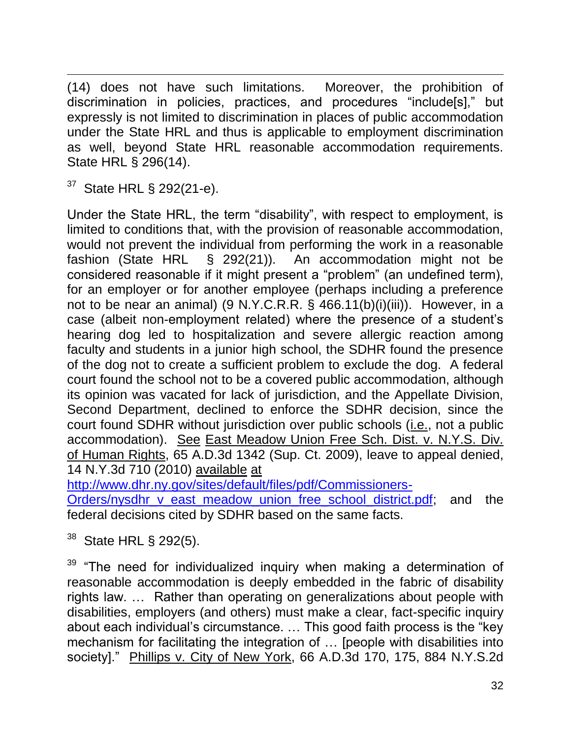(14) does not have such limitations. Moreover, the prohibition of discrimination in policies, practices, and procedures "include[s]," but expressly is not limited to discrimination in places of public accommodation under the State HRL and thus is applicable to employment discrimination as well, beyond State HRL reasonable accommodation requirements. State HRL § 296(14).

[37] State HRL § 292(21-e).

Under the State HRL, the term "disability", with respect to employment, is limited to conditions that, with the provision of reasonable accommodation, would not prevent the individual from performing the work in a reasonable fashion (State HRL § 292(21)). An accommodation might not be considered reasonable if it might present a "problem" (an undefined term), for an employer or for another employee (perhaps including a preference not to be near an animal) (9 N.Y.C.R.R. § 466.11(b)(i)(iii)). However, in a case (albeit non-employment related) where the presence of a student's hearing dog led to hospitalization and severe allergic reaction among faculty and students in a junior high school, the SDHR found the presence of the dog not to create a sufficient problem to exclude the dog. A federal court found the school not to be a covered public accommodation, although its opinion was vacated for lack of jurisdiction, and the Appellate Division, Second Department, declined to enforce the SDHR decision, since the court found SDHR without jurisdiction over public schools (i.e., not a public accommodation). See East Meadow Union Free Sch. Dist. v. N.Y.S. Div. of Human Rights, 65 A.D.3d 1342 (Sup. Ct. 2009), leave to appeal denied, 14 N.Y.3d 710 (2010) available at [http://www.dhr.ny.gov/sites/default/files/pdf/Commissioners-Orders/nysdhr_v_east_meadow_union_free_school_district.pdf](http://www.dhr.ny.gov/sites/default/files/pdf/Commissioners-Orders/nysdhr_v_east_meadow_union_free_school_district.pdf); and the federal decisions cited by SDHR based on the same facts.

[38] State HRL § 292(5).

[39] "The need for individualized inquiry when making a determination of reasonable accommodation is deeply embedded in the fabric of disability rights law. … Rather than operating on generalizations about people with disabilities, employers (and others) must make a clear, fact-specific inquiry about each individual's circumstance. … This good faith process is the "key mechanism for facilitating the integration of … [people with disabilities into society]." Phillips v. City of New York, 66 A.D.3d 170, 175, 884 N.Y.S.2d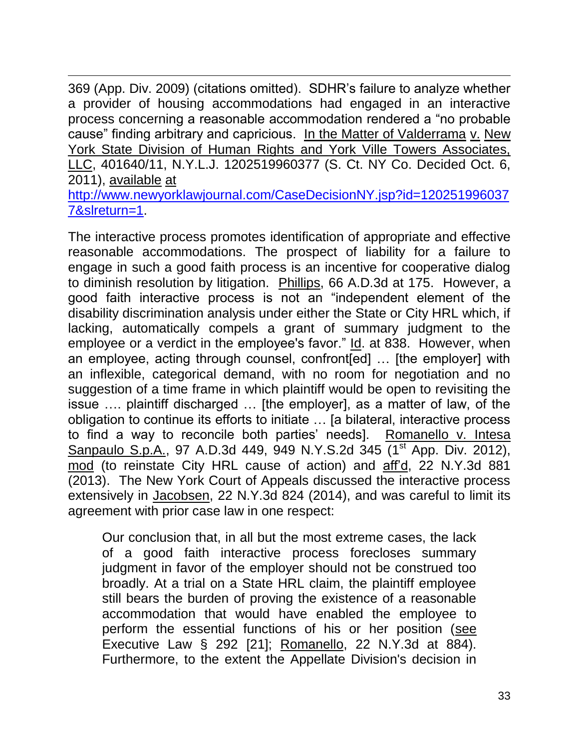369 (App. Div. 2009) (citations omitted). SDHR's failure to analyze whether a provider of housing accommodations had engaged in an interactive process concerning a reasonable accommodation rendered a "no probable cause" finding arbitrary and capricious. In the Matter of Valderrama v. New York State Division of Human Rights and York Ville Towers Associates, LLC, 401640/11, N.Y.L.J. 1202519960377 (S. Ct. NY Co. Decided Oct. 6, 2011), available at http://www.newyorklawjournal.com/CaseDecisionNY.jsp?id=1202519960377&slreturn=1.

The interactive process promotes identification of appropriate and effective reasonable accommodations. The prospect of liability for a failure to engage in such a good faith process is an incentive for cooperative dialog to diminish resolution by litigation. Phillips, 66 A.D.3d at 175. However, a good faith interactive process is not an "independent element of the disability discrimination analysis under either the State or City HRL which, if lacking, automatically compels a grant of summary judgment to the employee or a verdict in the employee's favor." Id. at 838. However, when an employee, acting through counsel, confront[ed] … [the employer] with an inflexible, categorical demand, with no room for negotiation and no suggestion of a time frame in which plaintiff would be open to revisiting the issue …. plaintiff discharged … [the employer], as a matter of law, of the obligation to continue its efforts to initiate … [a bilateral, interactive process to find a way to reconcile both parties' needs]. Romanello v. Intesa Sanpaulo S.p.A., 97 A.D.3d 449, 949 N.Y.S.2d 345 (1st App. Div. 2012), mod (to reinstate City HRL cause of action) and aff'd, 22 N.Y.3d 881 (2013). The New York Court of Appeals discussed the interactive process extensively in Jacobsen, 22 N.Y.3d 824 (2014), and was careful to limit its agreement with prior case law in one respect:

> Our conclusion that, in all but the most extreme cases, the lack of a good faith interactive process forecloses summary judgment in favor of the employer should not be construed too broadly. At a trial on a State HRL claim, the plaintiff employee still bears the burden of proving the existence of a reasonable accommodation that would have enabled the employee to perform the essential functions of his or her position (see Executive Law § 292 [21]; Romanello, 22 N.Y.3d at 884). Furthermore, to the extent the Appellate Division's decision in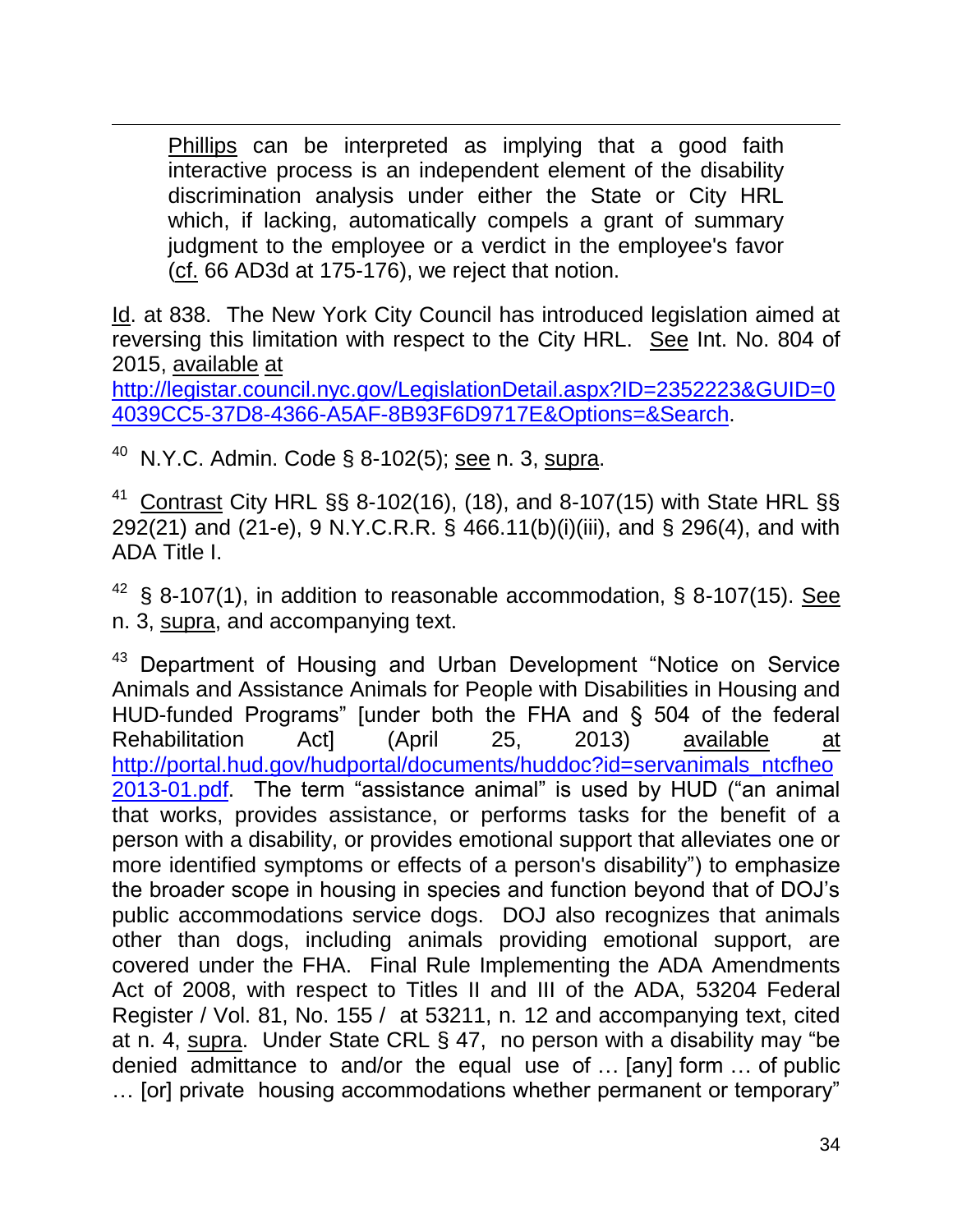> Phillips can be interpreted as implying that a good faith interactive process is an independent element of the disability discrimination analysis under either the State or City HRL which, if lacking, automatically compels a grant of summary judgment to the employee or a verdict in the employee's favor (cf. 66 AD3d at 175-176), we reject that notion.

Id. at 838. The New York City Council has introduced legislation aimed at reversing this limitation with respect to the City HRL. See Int. No. 804 of 2015, available at http://legistar.council.nyc.gov/LegislationDetail.aspx?ID=2352223&GUID=04039CC5-37D8-4366-A5AF-8B93F6D9717E&Options=&Search.

[40] N.Y.C. Admin. Code § 8-102(5); see n. 3, supra.

[41] Contrast City HRL §§ 8-102(16), (18), and 8-107(15) with State HRL §§ 292(21) and (21-e), 9 N.Y.C.R.R. § 466.11(b)(i)(iii), and § 296(4), and with ADA Title I.

[42] § 8-107(1), in addition to reasonable accommodation, § 8-107(15). See n. 3, supra, and accompanying text.

[43] Department of Housing and Urban Development "Notice on Service Animals and Assistance Animals for People with Disabilities in Housing and HUD-funded Programs" [under both the FHA and § 504 of the federal Rehabilitation Act] (April 25, 2013) available at http://portal.hud.gov/hudportal/documents/huddoc?id=servanimals_ntcfheo2013-01.pdf. The term "assistance animal" is used by HUD ("an animal that works, provides assistance, or performs tasks for the benefit of a person with a disability, or provides emotional support that alleviates one or more identified symptoms or effects of a person's disability") to emphasize the broader scope in housing in species and function beyond that of DOJ's public accommodations service dogs. DOJ also recognizes that animals other than dogs, including animals providing emotional support, are covered under the FHA. Final Rule Implementing the ADA Amendments Act of 2008, with respect to Titles II and III of the ADA, 53204 Federal Register / Vol. 81, No. 155 / at 53211, n. 12 and accompanying text, cited at n. 4, supra. Under State CRL § 47, no person with a disability may "be denied admittance to and/or the equal use of … [any] form … of public … [or] private housing accommodations whether permanent or temporary"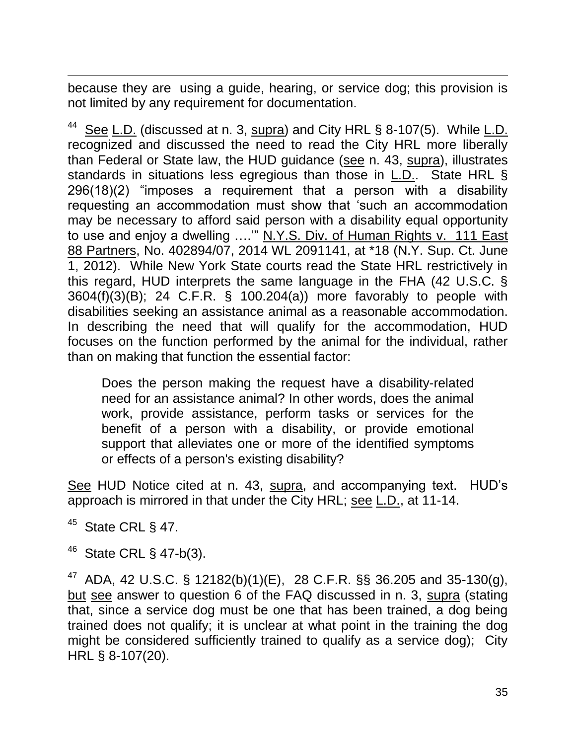because they are using a guide, hearing, or service dog; this provision is not limited by any requirement for documentation.

[44] See L.D. (discussed at n. 3, supra) and City HRL § 8-107(5). While L.D. recognized and discussed the need to read the City HRL more liberally than Federal or State law, the HUD guidance (see n. 43, supra), illustrates standards in situations less egregious than those in L.D.. State HRL § 296(18)(2) "imposes a requirement that a person with a disability requesting an accommodation must show that 'such an accommodation may be necessary to afford said person with a disability equal opportunity to use and enjoy a dwelling ….'" N.Y.S. Div. of Human Rights v. 111 East 88 Partners, No. 402894/07, 2014 WL 2091141, at *18 (N.Y. Sup. Ct. June 1, 2012). While New York State courts read the State HRL restrictively in this regard, HUD interprets the same language in the FHA (42 U.S.C. § 3604(f)(3)(B); 24 C.F.R. § 100.204(a)) more favorably to people with disabilities seeking an assistance animal as a reasonable accommodation. In describing the need that will qualify for the accommodation, HUD focuses on the function performed by the animal for the individual, rather than on making that function the essential factor:

> Does the person making the request have a disability-related need for an assistance animal? In other words, does the animal work, provide assistance, perform tasks or services for the benefit of a person with a disability, or provide emotional support that alleviates one or more of the identified symptoms or effects of a person's existing disability?

See HUD Notice cited at n. 43, supra, and accompanying text. HUD's approach is mirrored in that under the City HRL; see L.D., at 11-14.

[45] State CRL § 47.

[46] State CRL § 47-b(3).

[47] ADA, 42 U.S.C. § 12182(b)(1)(E), 28 C.F.R. §§ 36.205 and 35-130(g), but see answer to question 6 of the FAQ discussed in n. 3, supra (stating that, since a service dog must be one that has been trained, a dog being trained does not qualify; it is unclear at what point in the training the dog might be considered sufficiently trained to qualify as a service dog); City HRL § 8-107(20).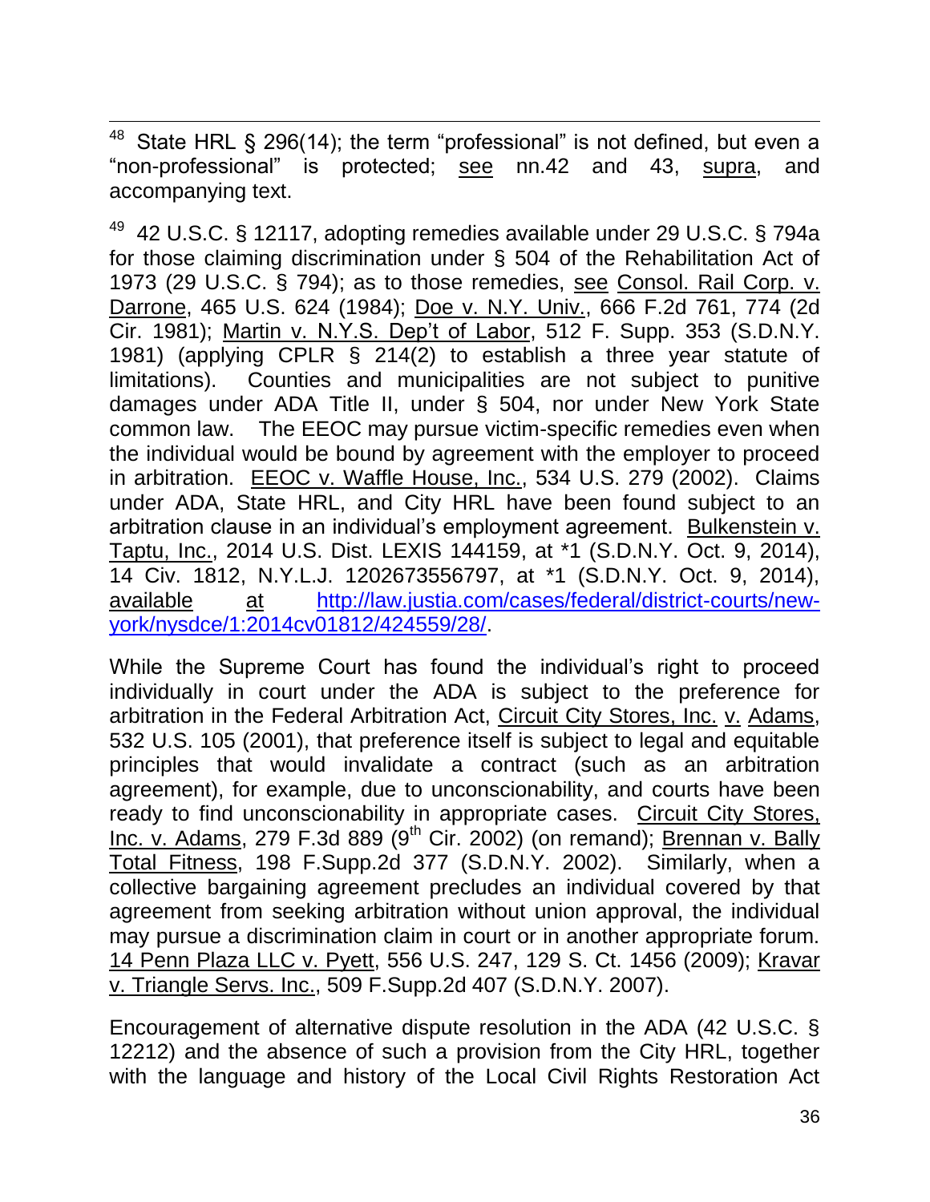[48] State HRL § 296(14); the term "professional" is not defined, but even a "non-professional" is protected; see nn.42 and 43, supra, and accompanying text.

[49] 42 U.S.C. § 12117, adopting remedies available under 29 U.S.C. § 794a for those claiming discrimination under § 504 of the Rehabilitation Act of 1973 (29 U.S.C. § 794); as to those remedies, see Consol. Rail Corp. v. Darrone, 465 U.S. 624 (1984); Doe v. N.Y. Univ., 666 F.2d 761, 774 (2d Cir. 1981); Martin v. N.Y.S. Dep't of Labor, 512 F. Supp. 353 (S.D.N.Y. 1981) (applying CPLR § 214(2) to establish a three year statute of limitations). Counties and municipalities are not subject to punitive damages under ADA Title II, under § 504, nor under New York State common law. The EEOC may pursue victim-specific remedies even when the individual would be bound by agreement with the employer to proceed in arbitration. EEOC v. Waffle House, Inc., 534 U.S. 279 (2002). Claims under ADA, State HRL, and City HRL have been found subject to an arbitration clause in an individual's employment agreement. Bulkenstein v. Taptu, Inc., 2014 U.S. Dist. LEXIS 144159, at *1 (S.D.N.Y. Oct. 9, 2014), 14 Civ. 1812, N.Y.L.J. 1202673556797, at *1 (S.D.N.Y. Oct. 9, 2014), available at http://law.justia.com/cases/federal/district-courts/new-york/nysdce/1:2014cv01812/424559/28/.

While the Supreme Court has found the individual's right to proceed individually in court under the ADA is subject to the preference for arbitration in the Federal Arbitration Act, Circuit City Stores, Inc. v. Adams, 532 U.S. 105 (2001), that preference itself is subject to legal and equitable principles that would invalidate a contract (such as an arbitration agreement), for example, due to unconscionability, and courts have been ready to find unconscionability in appropriate cases. Circuit City Stores, Inc. v. Adams, 279 F.3d 889 (9th Cir. 2002) (on remand); Brennan v. Bally Total Fitness, 198 F.Supp.2d 377 (S.D.N.Y. 2002). Similarly, when a collective bargaining agreement precludes an individual covered by that agreement from seeking arbitration without union approval, the individual may pursue a discrimination claim in court or in another appropriate forum. 14 Penn Plaza LLC v. Pyett, 556 U.S. 247, 129 S. Ct. 1456 (2009); Kravar v. Triangle Servs. Inc., 509 F.Supp.2d 407 (S.D.N.Y. 2007).

Encouragement of alternative dispute resolution in the ADA (42 U.S.C. § 12212) and the absence of such a provision from the City HRL, together with the language and history of the Local Civil Rights Restoration Act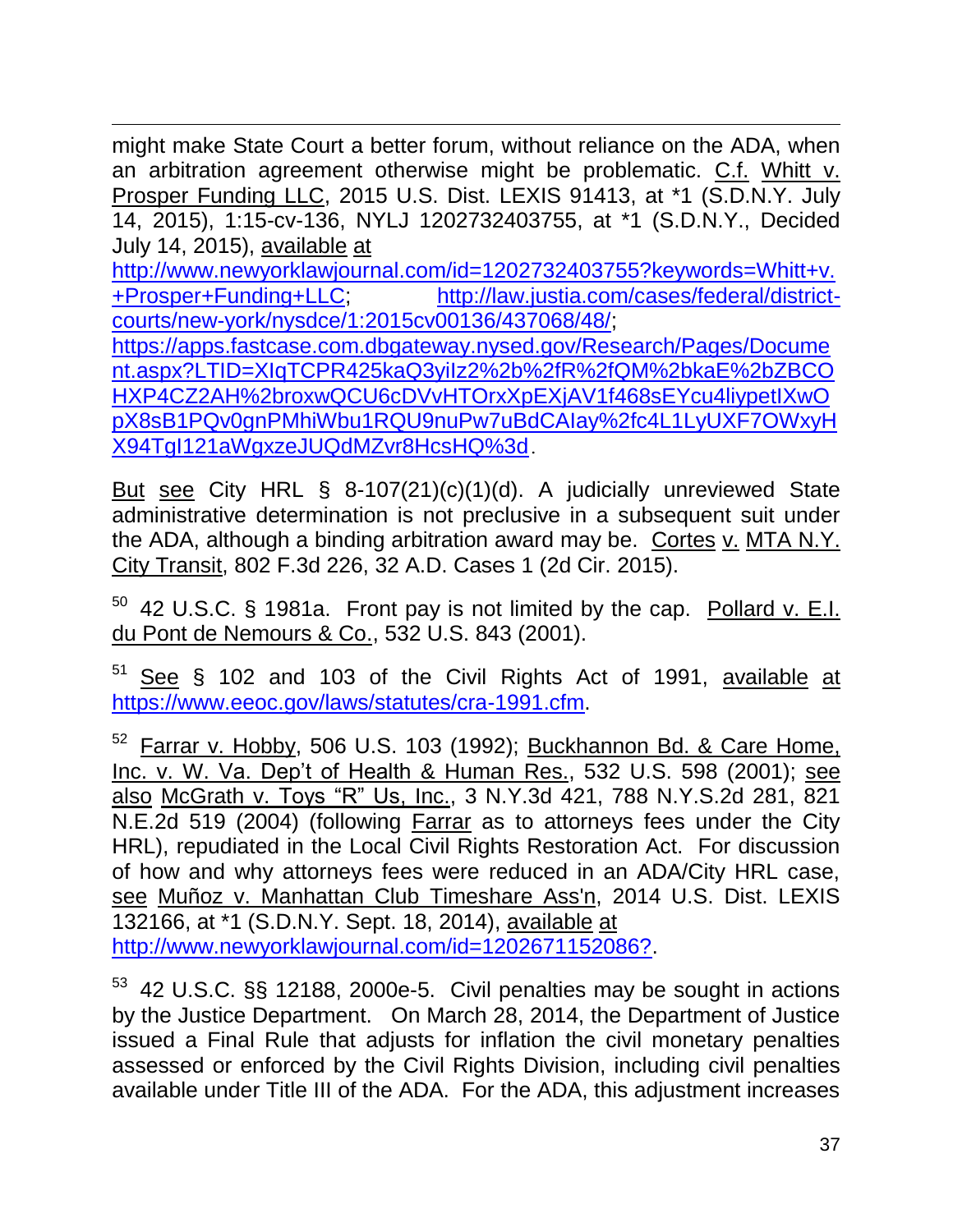might make State Court a better forum, without reliance on the ADA, when an arbitration agreement otherwise might be problematic. C.f. Whitt v. Prosper Funding LLC, 2015 U.S. Dist. LEXIS 91413, at *1 (S.D.N.Y. July 14, 2015), 1:15-cv-136, NYLJ 1202732403755, at *1 (S.D.N.Y., Decided July 14, 2015), available at http://www.newyorklawjournal.com/id=1202732403755?keywords=Whitt+v.+Prosper+Funding+LLC; http://law.justia.com/cases/federal/district-courts/new-york/nysdce/1:2015cv00136/437068/48/; https://apps.fastcase.com.dbgateway.nysed.gov/Research/Pages/Document.aspx?LTID=XIqTCPR425kaQ3yiIz2%2b%2fR%2fQM%2bkaE%2bZBCOHXP4CZ2AH%2broxwQCU6cDVvHTOrxXpEXjAV1f468sEYcu4liypetIXwOpX8sB1PQv0gnPMhiWbu1RQU9nuPw7uBdCAIay%2fc4L1LyUXF7OWxyHX94TgI121aWgxzeJUQdMZvr8HcsHQ%3d.

But see City HRL § 8-107(21)(c)(1)(d). A judicially unreviewed State administrative determination is not preclusive in a subsequent suit under the ADA, although a binding arbitration award may be. Cortes v. MTA N.Y. City Transit, 802 F.3d 226, 32 A.D. Cases 1 (2d Cir. 2015).

[50] 42 U.S.C. § 1981a. Front pay is not limited by the cap. Pollard v. E.I. du Pont de Nemours & Co., 532 U.S. 843 (2001).

[51] See § 102 and 103 of the Civil Rights Act of 1991, available at https://www.eeoc.gov/laws/statutes/cra-1991.cfm.

[52] Farrar v. Hobby, 506 U.S. 103 (1992); Buckhannon Bd. & Care Home, Inc. v. W. Va. Dep't of Health & Human Res., 532 U.S. 598 (2001); see also McGrath v. Toys "R" Us, Inc., 3 N.Y.3d 421, 788 N.Y.S.2d 281, 821 N.E.2d 519 (2004) (following Farrar as to attorneys fees under the City HRL), repudiated in the Local Civil Rights Restoration Act. For discussion of how and why attorneys fees were reduced in an ADA/City HRL case, see Muñoz v. Manhattan Club Timeshare Ass'n, 2014 U.S. Dist. LEXIS 132166, at *1 (S.D.N.Y. Sept. 18, 2014), available at http://www.newyorklawjournal.com/id=1202671152086?.

[53] 42 U.S.C. §§ 12188, 2000e-5. Civil penalties may be sought in actions by the Justice Department. On March 28, 2014, the Department of Justice issued a Final Rule that adjusts for inflation the civil monetary penalties assessed or enforced by the Civil Rights Division, including civil penalties available under Title III of the ADA. For the ADA, this adjustment increases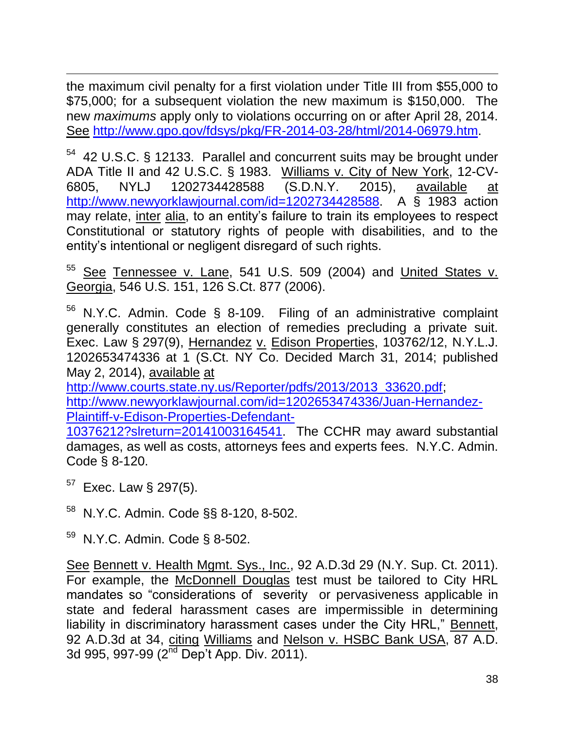the maximum civil penalty for a first violation under Title III from $55,000 to $75,000; for a subsequent violation the new maximum is $150,000. The new *maximums* apply only to violations occurring on or after April 28, 2014. See http://www.gpo.gov/fdsys/pkg/FR-2014-03-28/html/2014-06979.htm.

[54] 42 U.S.C. § 12133. Parallel and concurrent suits may be brought under ADA Title II and 42 U.S.C. § 1983. Williams v. City of New York, 12-CV-6805, NYLJ 1202734428588 (S.D.N.Y. 2015), available at http://www.newyorklawjournal.com/id=1202734428588. A § 1983 action may relate, inter alia, to an entity's failure to train its employees to respect Constitutional or statutory rights of people with disabilities, and to the entity's intentional or negligent disregard of such rights.

[55] See Tennessee v. Lane, 541 U.S. 509 (2004) and United States v. Georgia, 546 U.S. 151, 126 S.Ct. 877 (2006).

[56] N.Y.C. Admin. Code § 8-109. Filing of an administrative complaint generally constitutes an election of remedies precluding a private suit. Exec. Law § 297(9), Hernandez v. Edison Properties, 103762/12, N.Y.L.J. 1202653474336 at 1 (S.Ct. NY Co. Decided March 31, 2014; published May 2, 2014), available at http://www.courts.state.ny.us/Reporter/pdfs/2013/2013_33620.pdf; http://www.newyorklawjournal.com/id=1202653474336/Juan-Hernandez-Plaintiff-v-Edison-Properties-Defendant-10376212?slreturn=20141003164541. The CCHR may award substantial damages, as well as costs, attorneys fees and experts fees. N.Y.C. Admin. Code § 8-120.

[57] Exec. Law § 297(5).

[58] N.Y.C. Admin. Code §§ 8-120, 8-502.

[59] N.Y.C. Admin. Code § 8-502.

See Bennett v. Health Mgmt. Sys., Inc., 92 A.D.3d 29 (N.Y. Sup. Ct. 2011). For example, the McDonnell Douglas test must be tailored to City HRL mandates so "considerations of severity or pervasiveness applicable in state and federal harassment cases are impermissible in determining liability in discriminatory harassment cases under the City HRL," Bennett, 92 A.D.3d at 34, citing Williams and Nelson v. HSBC Bank USA, 87 A.D. 3d 995, 997-99 (2nd Dep't App. Div. 2011).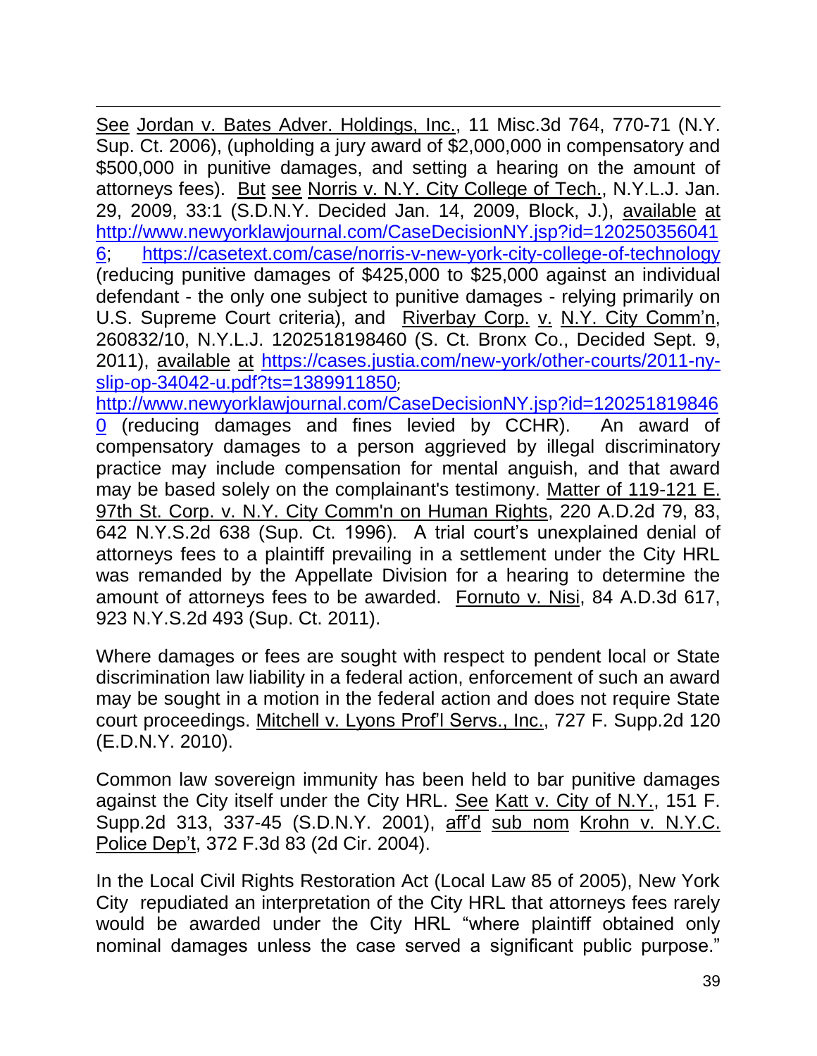See Jordan v. Bates Adver. Holdings, Inc., 11 Misc.3d 764, 770-71 (N.Y. Sup. Ct. 2006), (upholding a jury award of $2,000,000 in compensatory and $500,000 in punitive damages, and setting a hearing on the amount of attorneys fees). But see Norris v. N.Y. City College of Tech., N.Y.L.J. Jan. 29, 2009, 33:1 (S.D.N.Y. Decided Jan. 14, 2009, Block, J.), available at http://www.newyorklawjournal.com/CaseDecisionNY.jsp?id=1202503560416; https://casetext.com/case/norris-v-new-york-city-college-of-technology (reducing punitive damages of $425,000 to $25,000 against an individual defendant - the only one subject to punitive damages - relying primarily on U.S. Supreme Court criteria), and Riverbay Corp. v. N.Y. City Comm'n, 260832/10, N.Y.L.J. 1202518198460 (S. Ct. Bronx Co., Decided Sept. 9, 2011), available at https://cases.justia.com/new-york/other-courts/2011-ny-slip-op-34042-u.pdf?ts=1389911850; http://www.newyorklawjournal.com/CaseDecisionNY.jsp?id=1202518198460 (reducing damages and fines levied by CCHR). An award of compensatory damages to a person aggrieved by illegal discriminatory practice may include compensation for mental anguish, and that award may be based solely on the complainant's testimony. Matter of 119-121 E. 97th St. Corp. v. N.Y. City Comm'n on Human Rights, 220 A.D.2d 79, 83, 642 N.Y.S.2d 638 (Sup. Ct. 1996). A trial court's unexplained denial of attorneys fees to a plaintiff prevailing in a settlement under the City HRL was remanded by the Appellate Division for a hearing to determine the amount of attorneys fees to be awarded. Fornuto v. Nisi, 84 A.D.3d 617, 923 N.Y.S.2d 493 (Sup. Ct. 2011).

Where damages or fees are sought with respect to pendent local or State discrimination law liability in a federal action, enforcement of such an award may be sought in a motion in the federal action and does not require State court proceedings. Mitchell v. Lyons Prof'l Servs., Inc., 727 F. Supp.2d 120 (E.D.N.Y. 2010).

Common law sovereign immunity has been held to bar punitive damages against the City itself under the City HRL. See Katt v. City of N.Y., 151 F. Supp.2d 313, 337-45 (S.D.N.Y. 2001), aff'd sub nom Krohn v. N.Y.C. Police Dep't, 372 F.3d 83 (2d Cir. 2004).

In the Local Civil Rights Restoration Act (Local Law 85 of 2005), New York City repudiated an interpretation of the City HRL that attorneys fees rarely would be awarded under the City HRL "where plaintiff obtained only nominal damages unless the case served a significant public purpose."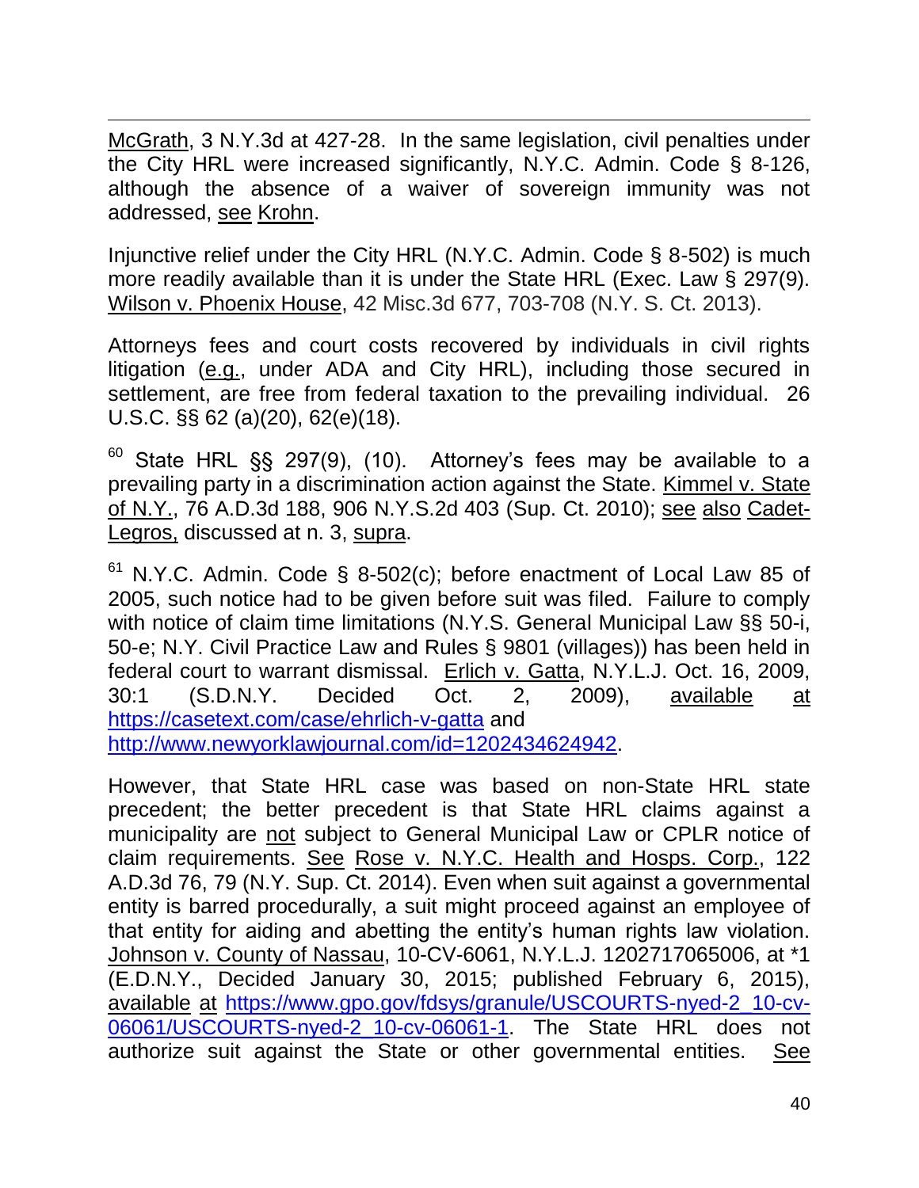McGrath, 3 N.Y.3d at 427-28. In the same legislation, civil penalties under the City HRL were increased significantly, N.Y.C. Admin. Code § 8-126, although the absence of a waiver of sovereign immunity was not addressed, see Krohn.

Injunctive relief under the City HRL (N.Y.C. Admin. Code § 8-502) is much more readily available than it is under the State HRL (Exec. Law § 297(9). Wilson v. Phoenix House, 42 Misc.3d 677, 703-708 (N.Y. S. Ct. 2013).

Attorneys fees and court costs recovered by individuals in civil rights litigation (e.g., under ADA and City HRL), including those secured in settlement, are free from federal taxation to the prevailing individual. 26 U.S.C. §§ 62 (a)(20), 62(e)(18).

[60] State HRL §§ 297(9), (10). Attorney's fees may be available to a prevailing party in a discrimination action against the State. Kimmel v. State of N.Y., 76 A.D.3d 188, 906 N.Y.S.2d 403 (Sup. Ct. 2010); see also Cadet-Legros, discussed at n. 3, supra.

[61] N.Y.C. Admin. Code § 8-502(c); before enactment of Local Law 85 of 2005, such notice had to be given before suit was filed. Failure to comply with notice of claim time limitations (N.Y.S. General Municipal Law §§ 50-i, 50-e; N.Y. Civil Practice Law and Rules § 9801 (villages)) has been held in federal court to warrant dismissal. Erlich v. Gatta, N.Y.L.J. Oct. 16, 2009, 30:1 (S.D.N.Y. Decided Oct. 2, 2009), available at https://casetext.com/case/ehrlich-v-gatta and http://www.newyorklawjournal.com/id=1202434624942.

However, that State HRL case was based on non-State HRL state precedent; the better precedent is that State HRL claims against a municipality are not subject to General Municipal Law or CPLR notice of claim requirements. See Rose v. N.Y.C. Health and Hosps. Corp., 122 A.D.3d 76, 79 (N.Y. Sup. Ct. 2014). Even when suit against a governmental entity is barred procedurally, a suit might proceed against an employee of that entity for aiding and abetting the entity's human rights law violation. Johnson v. County of Nassau, 10-CV-6061, N.Y.L.J. 1202717065006, at *1 (E.D.N.Y., Decided January 30, 2015; published February 6, 2015), available at https://www.gpo.gov/fdsys/granule/USCOURTS-nyed-2_10-cv-06061/USCOURTS-nyed-2_10-cv-06061-1. The State HRL does not authorize suit against the State or other governmental entities. See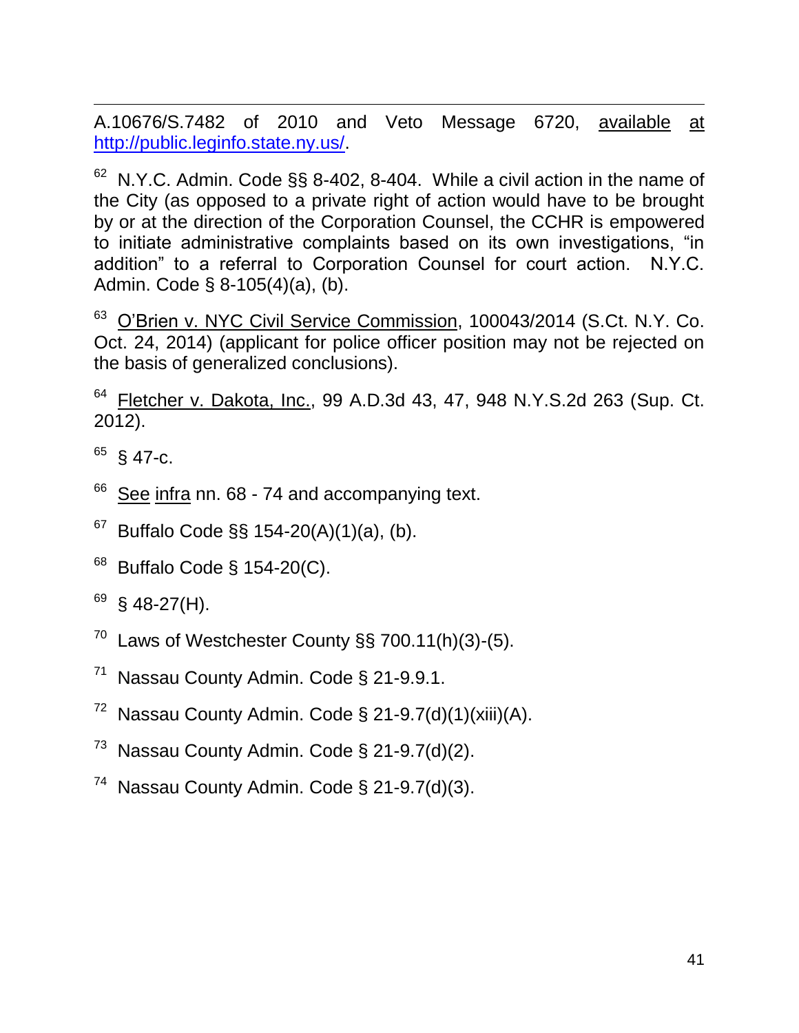A.10676/S.7482 of 2010 and Veto Message 6720, available at http://public.leginfo.state.ny.us/.

[62] N.Y.C. Admin. Code §§ 8-402, 8-404. While a civil action in the name of the City (as opposed to a private right of action would have to be brought by or at the direction of the Corporation Counsel, the CCHR is empowered to initiate administrative complaints based on its own investigations, "in addition" to a referral to Corporation Counsel for court action. N.Y.C. Admin. Code § 8-105(4)(a), (b).

[63] O'Brien v. NYC Civil Service Commission, 100043/2014 (S.Ct. N.Y. Co. Oct. 24, 2014) (applicant for police officer position may not be rejected on the basis of generalized conclusions).

[64] Fletcher v. Dakota, Inc., 99 A.D.3d 43, 47, 948 N.Y.S.2d 263 (Sup. Ct. 2012).

[65] § 47-c.

[66] See infra nn. 68 - 74 and accompanying text.

[67] Buffalo Code §§ 154-20(A)(1)(a), (b).

[68] Buffalo Code § 154-20(C).

[69] § 48-27(H).

[70] Laws of Westchester County §§ 700.11(h)(3)-(5).

[71] Nassau County Admin. Code § 21-9.9.1.

[72] Nassau County Admin. Code § 21-9.7(d)(1)(xiii)(A).

[73] Nassau County Admin. Code § 21-9.7(d)(2).

[74] Nassau County Admin. Code § 21-9.7(d)(3).